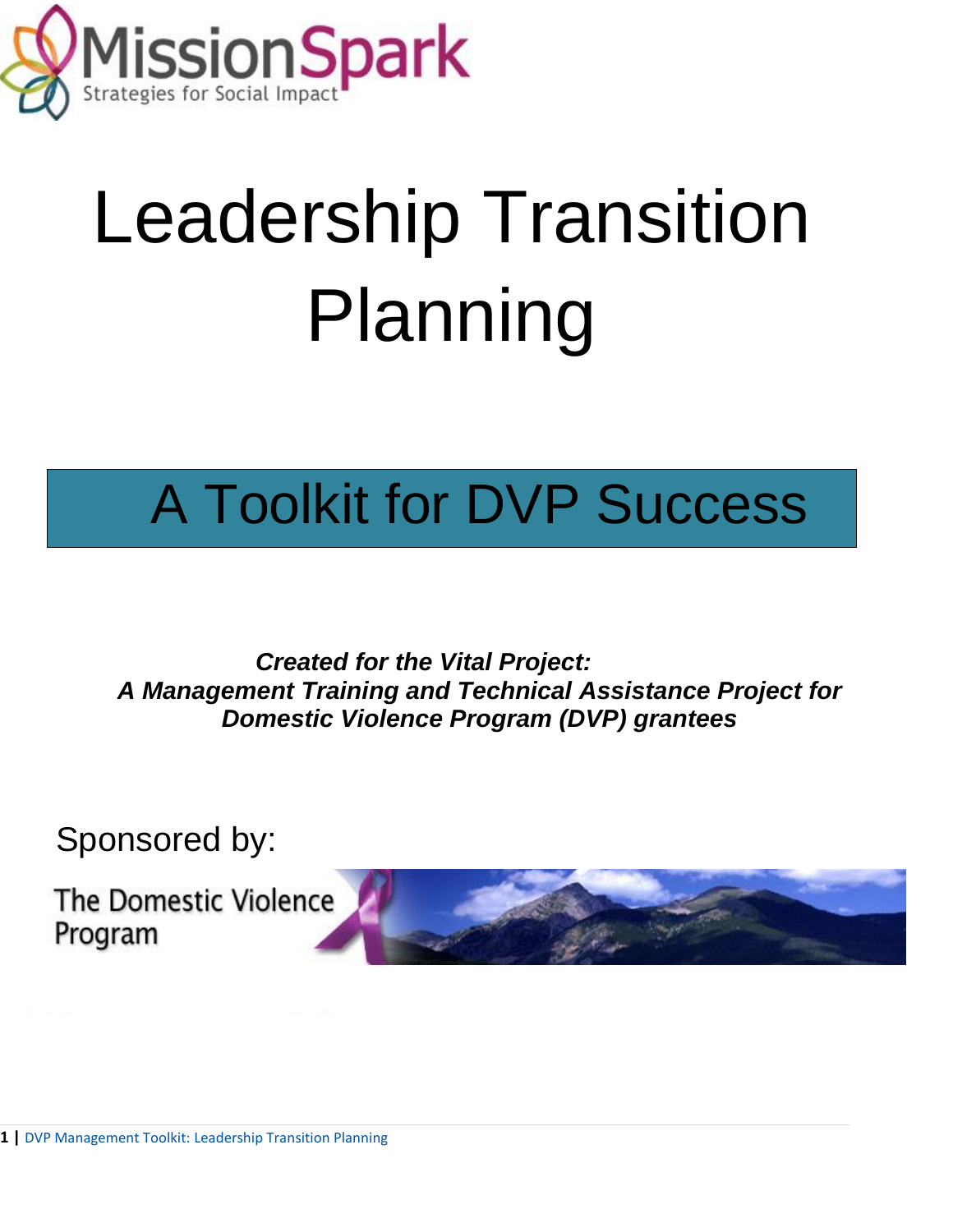MissionSpark

Strategies for Social Impact

# Leadership Transition Planning

## A Toolkit for DVP Success

***Created for the Vital Project:***
***A Management Training and Technical Assistance Project for Domestic Violence Program (DVP) grantees***

Sponsored by:

The Domestic Violence Program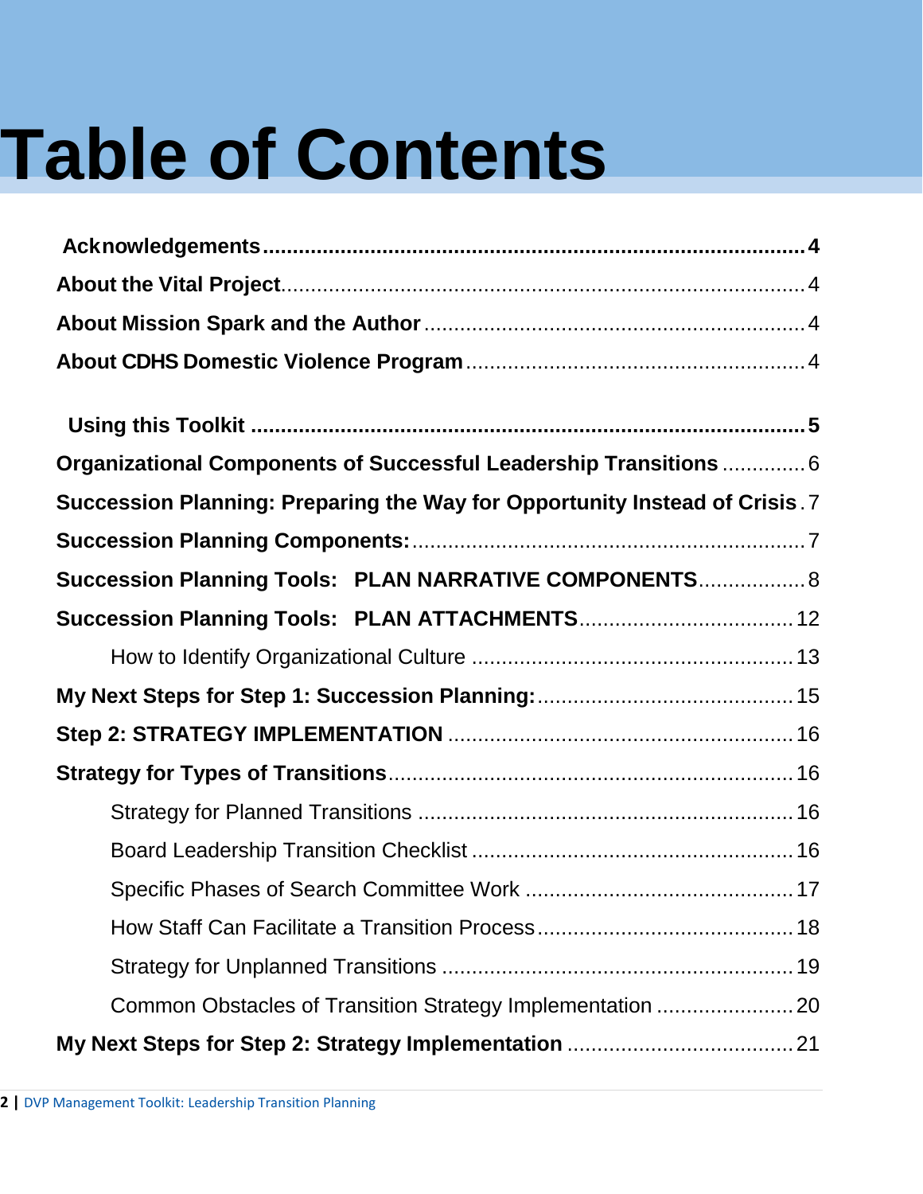# Table of Contents

**Acknowledgements ........................................................................................ 4**

**About the Vital Project**............................................................................ 4

**About Mission Spark and the Author** ................................................................. 4

**About CDHS Domestic Violence Program** .......................................................... 4

**Using this Toolkit ........................................................................................ 5**

**Organizational Components of Successful Leadership Transitions** .............. 6

**Succession Planning: Preparing the Way for Opportunity Instead of Crisis** . 7

**Succession Planning Components:**.................................................................. 7

**Succession Planning Tools: PLAN NARRATIVE COMPONENTS**.................. 8

**Succession Planning Tools: PLAN ATTACHMENTS**.................................... 12

How to Identify Organizational Culture ...................................................... 13

**My Next Steps for Step 1: Succession Planning:**........................................... 15

**Step 2: STRATEGY IMPLEMENTATION** .......................................................... 16

**Strategy for Types of Transitions**.................................................................... 16

Strategy for Planned Transitions ............................................................... 16

Board Leadership Transition Checklist ...................................................... 16

Specific Phases of Search Committee Work ............................................. 17

How Staff Can Facilitate a Transition Process........................................... 18

Strategy for Unplanned Transitions ........................................................... 19

Common Obstacles of Transition Strategy Implementation ....................... 20

**My Next Steps for Step 2: Strategy Implementation** ...................................... 21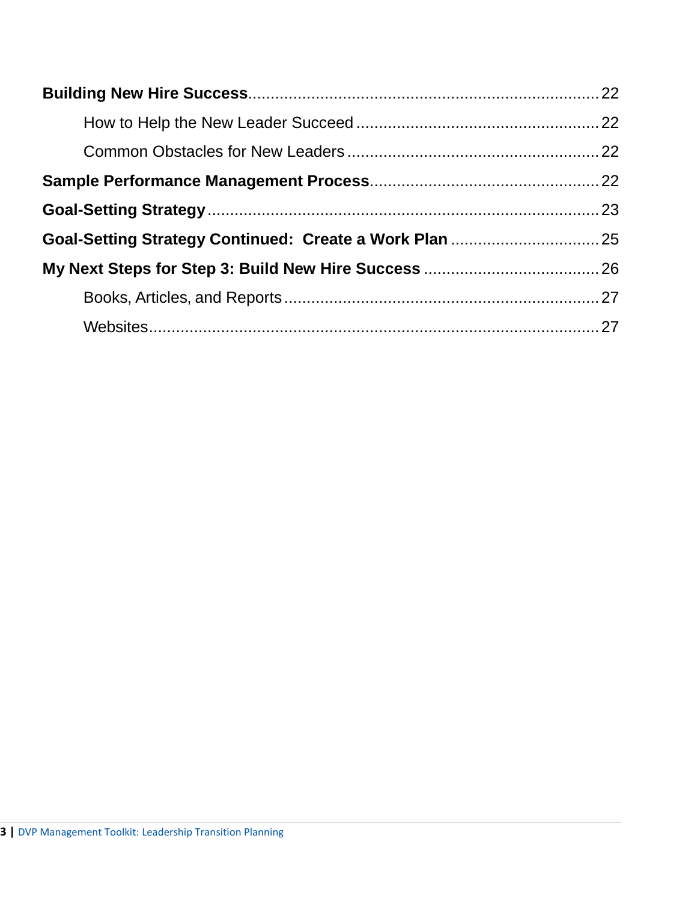**Building New Hire Success**............................................................................ 22

How to Help the New Leader Succeed ...................................................... 22

Common Obstacles for New Leaders ........................................................ 22

**Sample Performance Management Process**................................................... 22

**Goal-Setting Strategy**...................................................................................... 23

**Goal-Setting Strategy Continued:  Create a Work Plan** ................................. 25

**My Next Steps for Step 3: Build New Hire Success** ....................................... 26

Books, Articles, and Reports ...................................................................... 27

Websites..................................................................................................... 27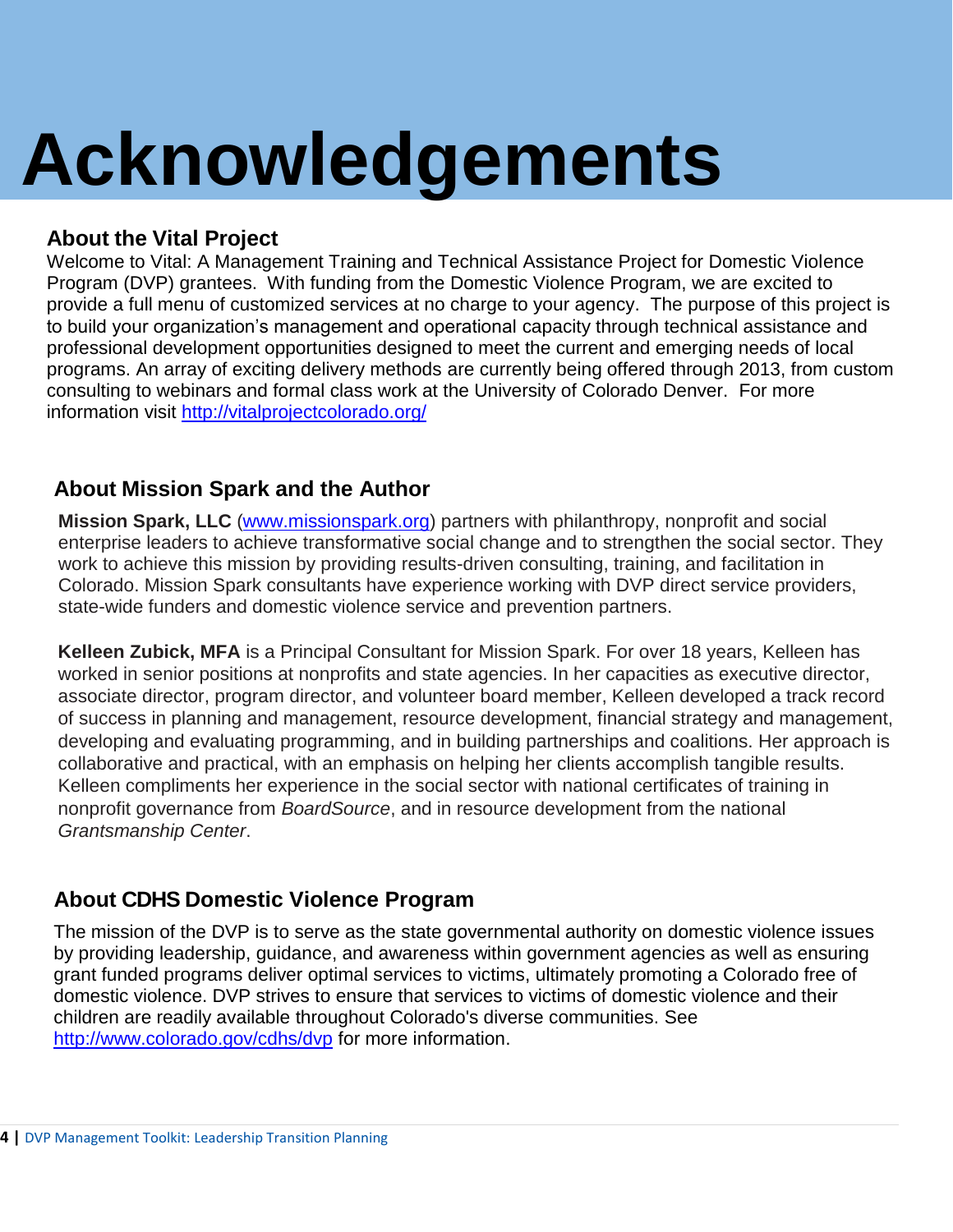# Acknowledgements

## About the Vital Project

Welcome to Vital: A Management Training and Technical Assistance Project for Domestic Violence Program (DVP) grantees. With funding from the Domestic Violence Program, we are excited to provide a full menu of customized services at no charge to your agency. The purpose of this project is to build your organization's management and operational capacity through technical assistance and professional development opportunities designed to meet the current and emerging needs of local programs. An array of exciting delivery methods are currently being offered through 2013, from custom consulting to webinars and formal class work at the University of Colorado Denver. For more information visit http://vitalprojectcolorado.org/

## About Mission Spark and the Author

**Mission Spark, LLC** (www.missionspark.org) partners with philanthropy, nonprofit and social enterprise leaders to achieve transformative social change and to strengthen the social sector. They work to achieve this mission by providing results-driven consulting, training, and facilitation in Colorado. Mission Spark consultants have experience working with DVP direct service providers, state-wide funders and domestic violence service and prevention partners.

**Kelleen Zubick, MFA** is a Principal Consultant for Mission Spark. For over 18 years, Kelleen has worked in senior positions at nonprofits and state agencies. In her capacities as executive director, associate director, program director, and volunteer board member, Kelleen developed a track record of success in planning and management, resource development, financial strategy and management, developing and evaluating programming, and in building partnerships and coalitions. Her approach is collaborative and practical, with an emphasis on helping her clients accomplish tangible results. Kelleen compliments her experience in the social sector with national certificates of training in nonprofit governance from *BoardSource*, and in resource development from the national *Grantsmanship Center*.

## About CDHS Domestic Violence Program

The mission of the DVP is to serve as the state governmental authority on domestic violence issues by providing leadership, guidance, and awareness within government agencies as well as ensuring grant funded programs deliver optimal services to victims, ultimately promoting a Colorado free of domestic violence. DVP strives to ensure that services to victims of domestic violence and their children are readily available throughout Colorado's diverse communities. See http://www.colorado.gov/cdhs/dvp for more information.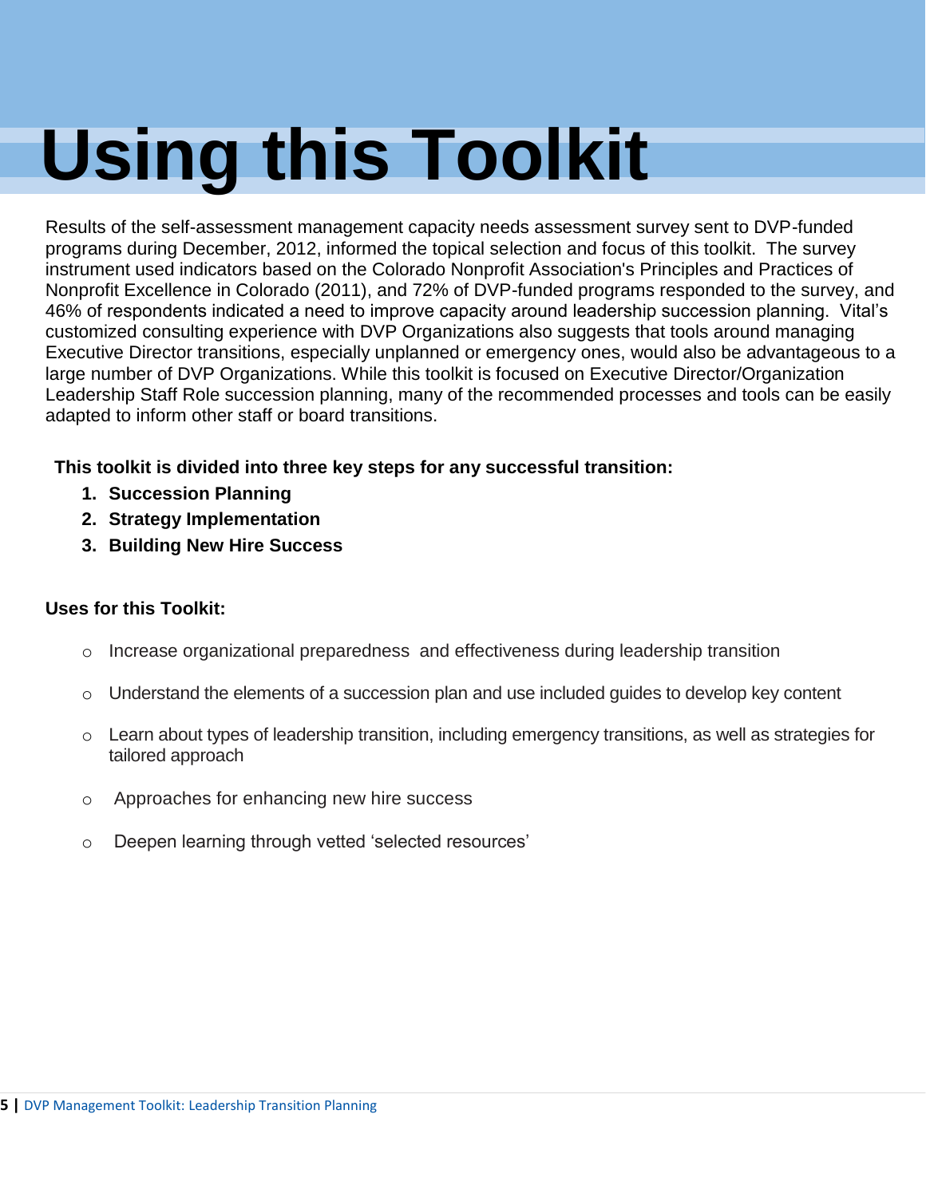# Using this Toolkit

Results of the self-assessment management capacity needs assessment survey sent to DVP-funded programs during December, 2012, informed the topical selection and focus of this toolkit. The survey instrument used indicators based on the Colorado Nonprofit Association's Principles and Practices of Nonprofit Excellence in Colorado (2011), and 72% of DVP-funded programs responded to the survey, and 46% of respondents indicated a need to improve capacity around leadership succession planning. Vital's customized consulting experience with DVP Organizations also suggests that tools around managing Executive Director transitions, especially unplanned or emergency ones, would also be advantageous to a large number of DVP Organizations. While this toolkit is focused on Executive Director/Organization Leadership Staff Role succession planning, many of the recommended processes and tools can be easily adapted to inform other staff or board transitions.

**This toolkit is divided into three key steps for any successful transition:**

1. **Succession Planning**
2. **Strategy Implementation**
3. **Building New Hire Success**

**Uses for this Toolkit:**

- Increase organizational preparedness and effectiveness during leadership transition
- Understand the elements of a succession plan and use included guides to develop key content
- Learn about types of leadership transition, including emergency transitions, as well as strategies for tailored approach
- Approaches for enhancing new hire success
- Deepen learning through vetted 'selected resources'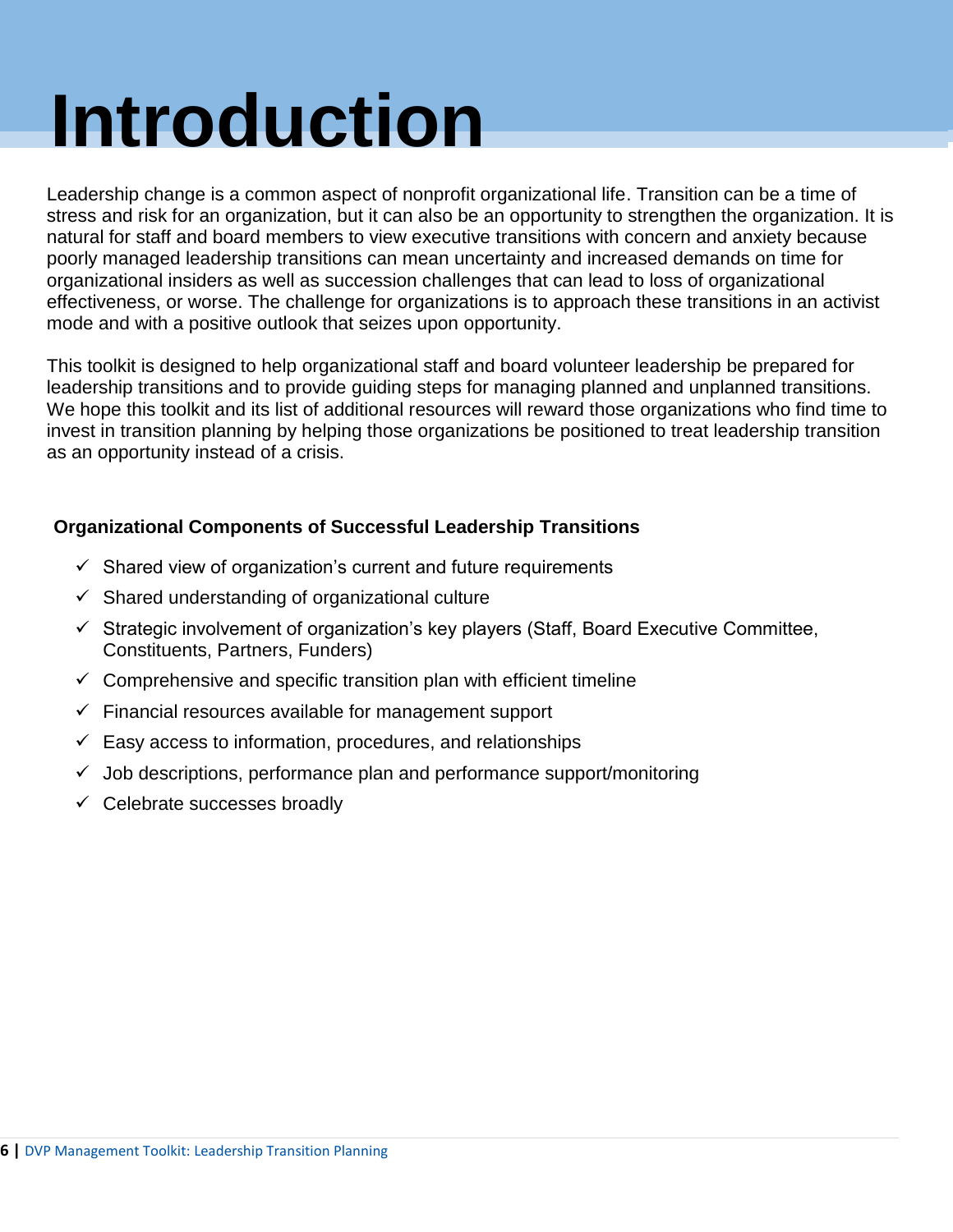# Introduction

Leadership change is a common aspect of nonprofit organizational life. Transition can be a time of stress and risk for an organization, but it can also be an opportunity to strengthen the organization. It is natural for staff and board members to view executive transitions with concern and anxiety because poorly managed leadership transitions can mean uncertainty and increased demands on time for organizational insiders as well as succession challenges that can lead to loss of organizational effectiveness, or worse. The challenge for organizations is to approach these transitions in an activist mode and with a positive outlook that seizes upon opportunity.

This toolkit is designed to help organizational staff and board volunteer leadership be prepared for leadership transitions and to provide guiding steps for managing planned and unplanned transitions. We hope this toolkit and its list of additional resources will reward those organizations who find time to invest in transition planning by helping those organizations be positioned to treat leadership transition as an opportunity instead of a crisis.

**Organizational Components of Successful Leadership Transitions**

- ✓ Shared view of organization’s current and future requirements
- ✓ Shared understanding of organizational culture
- ✓ Strategic involvement of organization’s key players (Staff, Board Executive Committee, Constituents, Partners, Funders)
- ✓ Comprehensive and specific transition plan with efficient timeline
- ✓ Financial resources available for management support
- ✓ Easy access to information, procedures, and relationships
- ✓ Job descriptions, performance plan and performance support/monitoring
- ✓ Celebrate successes broadly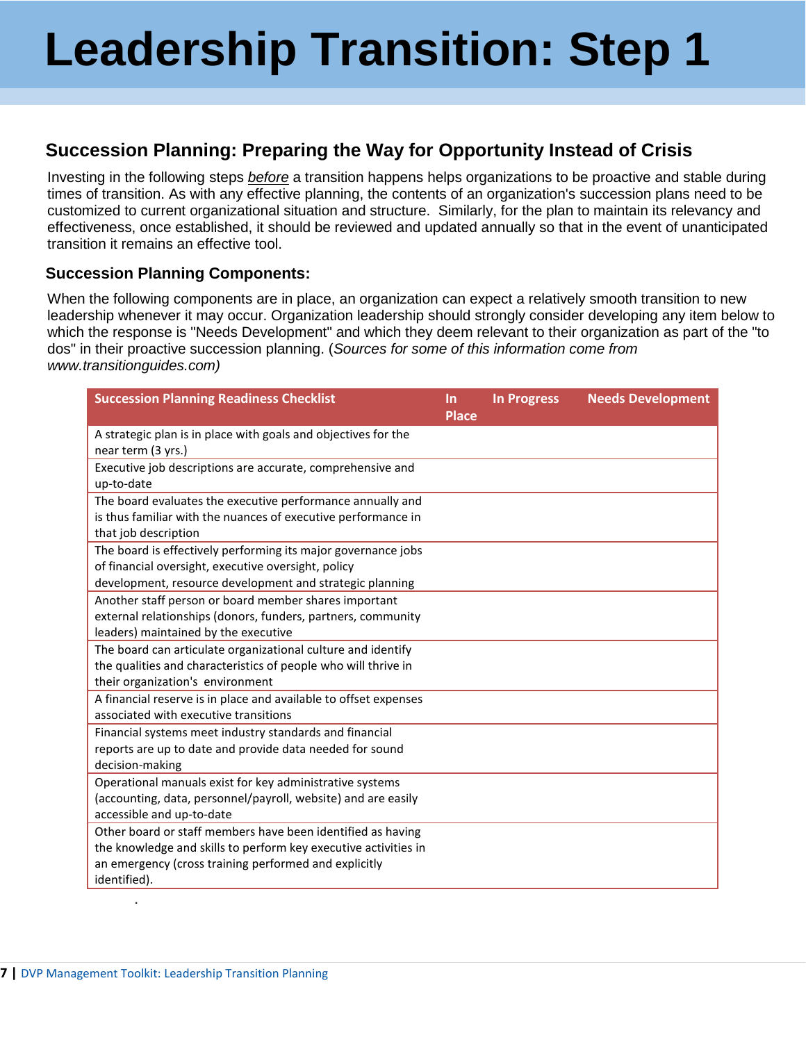# Leadership Transition: Step 1

## Succession Planning: Preparing the Way for Opportunity Instead of Crisis

Investing in the following steps *before* a transition happens helps organizations to be proactive and stable during times of transition. As with any effective planning, the contents of an organization's succession plans need to be customized to current organizational situation and structure. Similarly, for the plan to maintain its relevancy and effectiveness, once established, it should be reviewed and updated annually so that in the event of unanticipated transition it remains an effective tool.

### Succession Planning Components:

When the following components are in place, an organization can expect a relatively smooth transition to new leadership whenever it may occur. Organization leadership should strongly consider developing any item below to which the response is "Needs Development" and which they deem relevant to their organization as part of the "to dos" in their proactive succession planning. (*Sources for some of this information come from www.transitionguides.com)*

| Succession Planning Readiness Checklist | In Place | In Progress | Needs Development |
|---|---|---|---|
| A strategic plan is in place with goals and objectives for the near term (3 yrs.) | | | |
| Executive job descriptions are accurate, comprehensive and up-to-date | | | |
| The board evaluates the executive performance annually and is thus familiar with the nuances of executive performance in that job description | | | |
| The board is effectively performing its major governance jobs of financial oversight, executive oversight, policy development, resource development and strategic planning | | | |
| Another staff person or board member shares important external relationships (donors, funders, partners, community leaders) maintained by the executive | | | |
| The board can articulate organizational culture and identify the qualities and characteristics of people who will thrive in their organization's environment | | | |
| A financial reserve is in place and available to offset expenses associated with executive transitions | | | |
| Financial systems meet industry standards and financial reports are up to date and provide data needed for sound decision-making | | | |
| Operational manuals exist for key administrative systems (accounting, data, personnel/payroll, website) and are easily accessible and up-to-date | | | |
| Other board or staff members have been identified as having the knowledge and skills to perform key executive activities in an emergency (cross training performed and explicitly identified). | | | |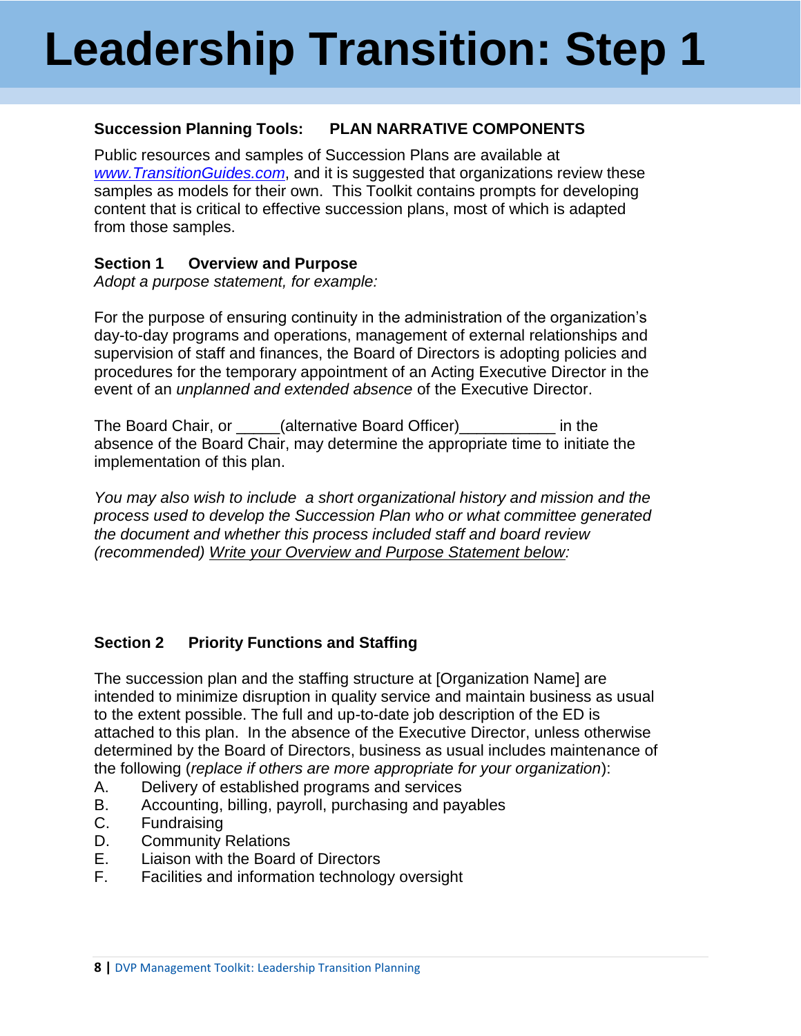# Leadership Transition: Step 1

**Succession Planning Tools: PLAN NARRATIVE COMPONENTS**

Public resources and samples of Succession Plans are available at *www.TransitionGuides.com*, and it is suggested that organizations review these samples as models for their own. This Toolkit contains prompts for developing content that is critical to effective succession plans, most of which is adapted from those samples.

**Section 1 Overview and Purpose**

*Adopt a purpose statement, for example:*

For the purpose of ensuring continuity in the administration of the organization's day-to-day programs and operations, management of external relationships and supervision of staff and finances, the Board of Directors is adopting policies and procedures for the temporary appointment of an Acting Executive Director in the event of an *unplanned and extended absence* of the Executive Director.

The Board Chair, or _____(alternative Board Officer)___________ in the absence of the Board Chair, may determine the appropriate time to initiate the implementation of this plan.

*You may also wish to include a short organizational history and mission and the process used to develop the Succession Plan who or what committee generated the document and whether this process included staff and board review (recommended) Write your Overview and Purpose Statement below:*

**Section 2 Priority Functions and Staffing**

The succession plan and the staffing structure at [Organization Name] are intended to minimize disruption in quality service and maintain business as usual to the extent possible. The full and up-to-date job description of the ED is attached to this plan. In the absence of the Executive Director, unless otherwise determined by the Board of Directors, business as usual includes maintenance of the following (*replace if others are more appropriate for your organization*):

A. Delivery of established programs and services
B. Accounting, billing, payroll, purchasing and payables
C. Fundraising
D. Community Relations
E. Liaison with the Board of Directors
F. Facilities and information technology oversight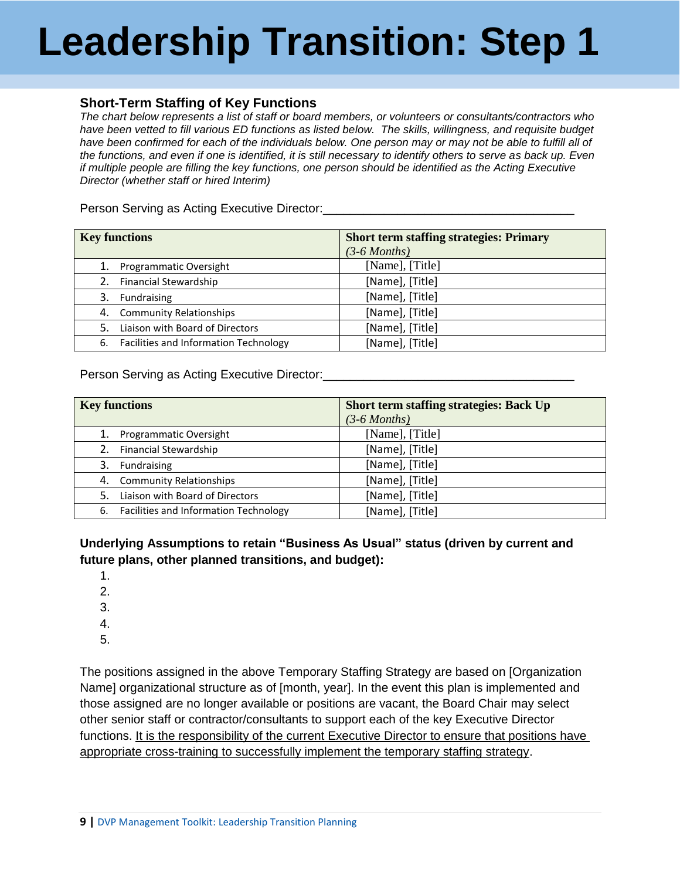# Leadership Transition: Step 1

### Short-Term Staffing of Key Functions

*The chart below represents a list of staff or board members, or volunteers or consultants/contractors who have been vetted to fill various ED functions as listed below. The skills, willingness, and requisite budget have been confirmed for each of the individuals below. One person may or may not be able to fulfill all of the functions, and even if one is identified, it is still necessary to identify others to serve as back up. Even if multiple people are filling the key functions, one person should be identified as the Acting Executive Director (whether staff or hired Interim)*

Person Serving as Acting Executive Director:___________________________________

| **Key functions** | **Short term staffing strategies: Primary** *(3-6 Months)* |
|---|---|
| 1. Programmatic Oversight | [Name], [Title] |
| 2. Financial Stewardship | [Name], [Title] |
| 3. Fundraising | [Name], [Title] |
| 4. Community Relationships | [Name], [Title] |
| 5. Liaison with Board of Directors | [Name], [Title] |
| 6. Facilities and Information Technology | [Name], [Title] |

Person Serving as Acting Executive Director:___________________________________

| **Key functions** | **Short term staffing strategies: Back Up** *(3-6 Months)* |
|---|---|
| 1. Programmatic Oversight | [Name], [Title] |
| 2. Financial Stewardship | [Name], [Title] |
| 3. Fundraising | [Name], [Title] |
| 4. Community Relationships | [Name], [Title] |
| 5. Liaison with Board of Directors | [Name], [Title] |
| 6. Facilities and Information Technology | [Name], [Title] |

**Underlying Assumptions to retain "Business As Usual" status (driven by current and future plans, other planned transitions, and budget):**

1.
2.
3.
4.
5.

The positions assigned in the above Temporary Staffing Strategy are based on [Organization Name] organizational structure as of [month, year]. In the event this plan is implemented and those assigned are no longer available or positions are vacant, the Board Chair may select other senior staff or contractor/consultants to support each of the key Executive Director functions. <u>It is the responsibility of the current Executive Director to ensure that positions have appropriate cross-training to successfully implement the temporary staffing strategy</u>.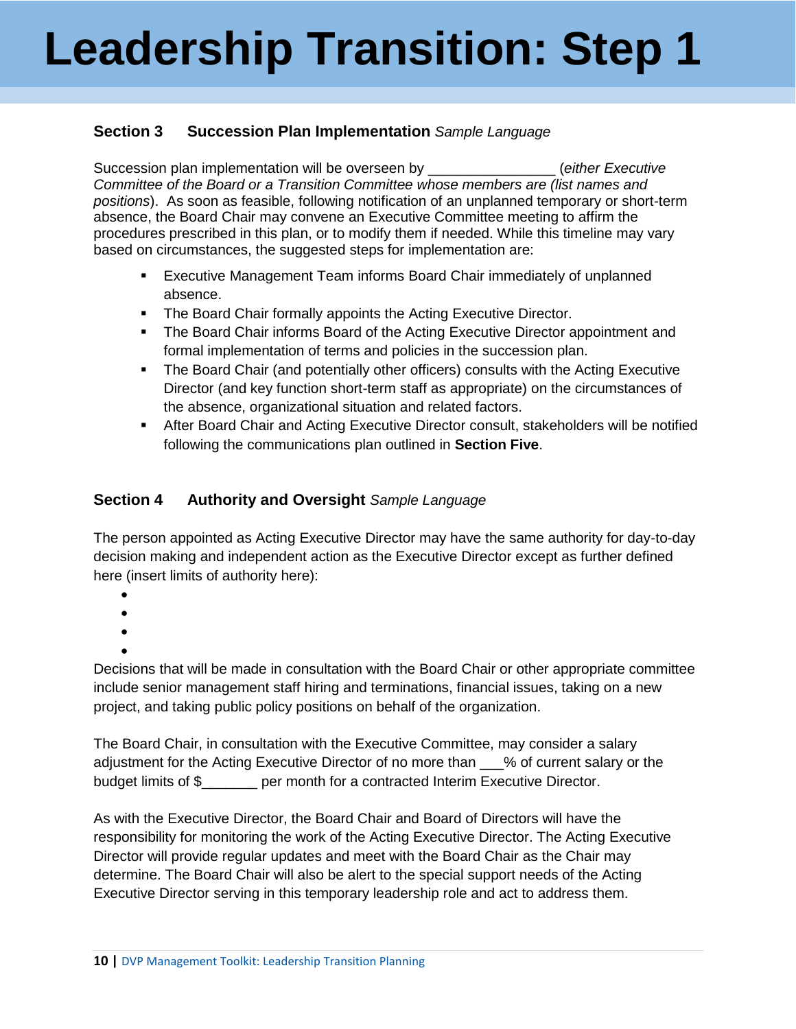# Leadership Transition: Step 1

### Section 3 Succession Plan Implementation *Sample Language*

Succession plan implementation will be overseen by ________________ (*either Executive Committee of the Board or a Transition Committee whose members are (list names and positions*). As soon as feasible, following notification of an unplanned temporary or short-term absence, the Board Chair may convene an Executive Committee meeting to affirm the procedures prescribed in this plan, or to modify them if needed. While this timeline may vary based on circumstances, the suggested steps for implementation are:

- Executive Management Team informs Board Chair immediately of unplanned absence.
- The Board Chair formally appoints the Acting Executive Director.
- The Board Chair informs Board of the Acting Executive Director appointment and formal implementation of terms and policies in the succession plan.
- The Board Chair (and potentially other officers) consults with the Acting Executive Director (and key function short-term staff as appropriate) on the circumstances of the absence, organizational situation and related factors.
- After Board Chair and Acting Executive Director consult, stakeholders will be notified following the communications plan outlined in **Section Five**.

### Section 4 Authority and Oversight *Sample Language*

The person appointed as Acting Executive Director may have the same authority for day-to-day decision making and independent action as the Executive Director except as further defined here (insert limits of authority here):

- 
- 
- 
- 

Decisions that will be made in consultation with the Board Chair or other appropriate committee include senior management staff hiring and terminations, financial issues, taking on a new project, and taking public policy positions on behalf of the organization.

The Board Chair, in consultation with the Executive Committee, may consider a salary adjustment for the Acting Executive Director of no more than ___% of current salary or the budget limits of $_______ per month for a contracted Interim Executive Director.

As with the Executive Director, the Board Chair and Board of Directors will have the responsibility for monitoring the work of the Acting Executive Director. The Acting Executive Director will provide regular updates and meet with the Board Chair as the Chair may determine. The Board Chair will also be alert to the special support needs of the Acting Executive Director serving in this temporary leadership role and act to address them.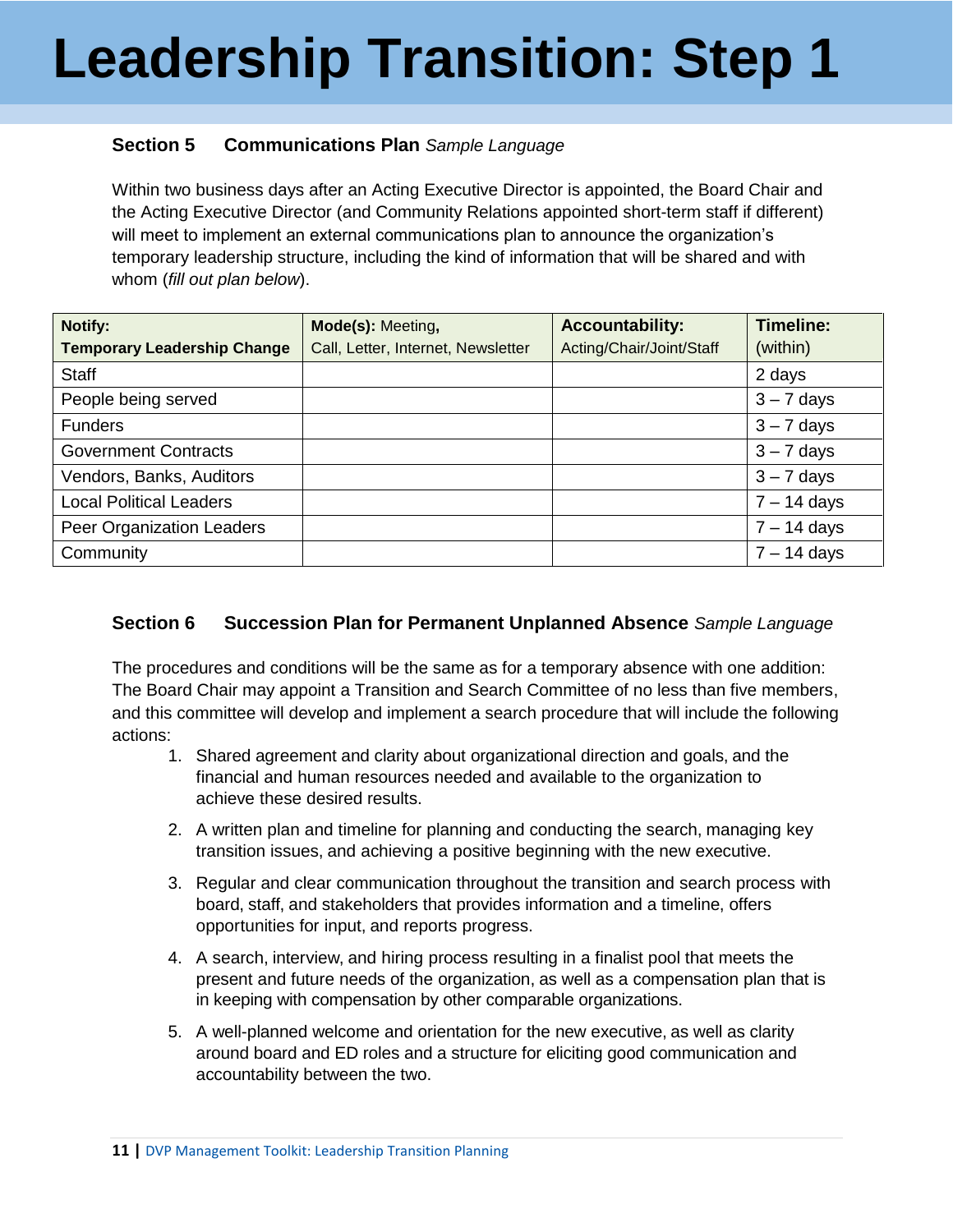# Leadership Transition: Step 1

### Section 5 Communications Plan *Sample Language*

Within two business days after an Acting Executive Director is appointed, the Board Chair and the Acting Executive Director (and Community Relations appointed short-term staff if different) will meet to implement an external communications plan to announce the organization's temporary leadership structure, including the kind of information that will be shared and with whom (*fill out plan below*).

| **Notify:** **Temporary Leadership Change** | **Mode(s):** Meeting**,** Call, Letter, Internet, Newsletter | **Accountability:** Acting/Chair/Joint/Staff | **Timeline:** (within) |
|---|---|---|---|
| Staff | | | 2 days |
| People being served | | | 3 – 7 days |
| Funders | | | 3 – 7 days |
| Government Contracts | | | 3 – 7 days |
| Vendors, Banks, Auditors | | | 3 – 7 days |
| Local Political Leaders | | | 7 – 14 days |
| Peer Organization Leaders | | | 7 – 14 days |
| Community | | | 7 – 14 days |

### Section 6 Succession Plan for Permanent Unplanned Absence *Sample Language*

The procedures and conditions will be the same as for a temporary absence with one addition: The Board Chair may appoint a Transition and Search Committee of no less than five members, and this committee will develop and implement a search procedure that will include the following actions:

1. Shared agreement and clarity about organizational direction and goals, and the financial and human resources needed and available to the organization to achieve these desired results.
2. A written plan and timeline for planning and conducting the search, managing key transition issues, and achieving a positive beginning with the new executive.
3. Regular and clear communication throughout the transition and search process with board, staff, and stakeholders that provides information and a timeline, offers opportunities for input, and reports progress.
4. A search, interview, and hiring process resulting in a finalist pool that meets the present and future needs of the organization, as well as a compensation plan that is in keeping with compensation by other comparable organizations.
5. A well-planned welcome and orientation for the new executive, as well as clarity around board and ED roles and a structure for eliciting good communication and accountability between the two.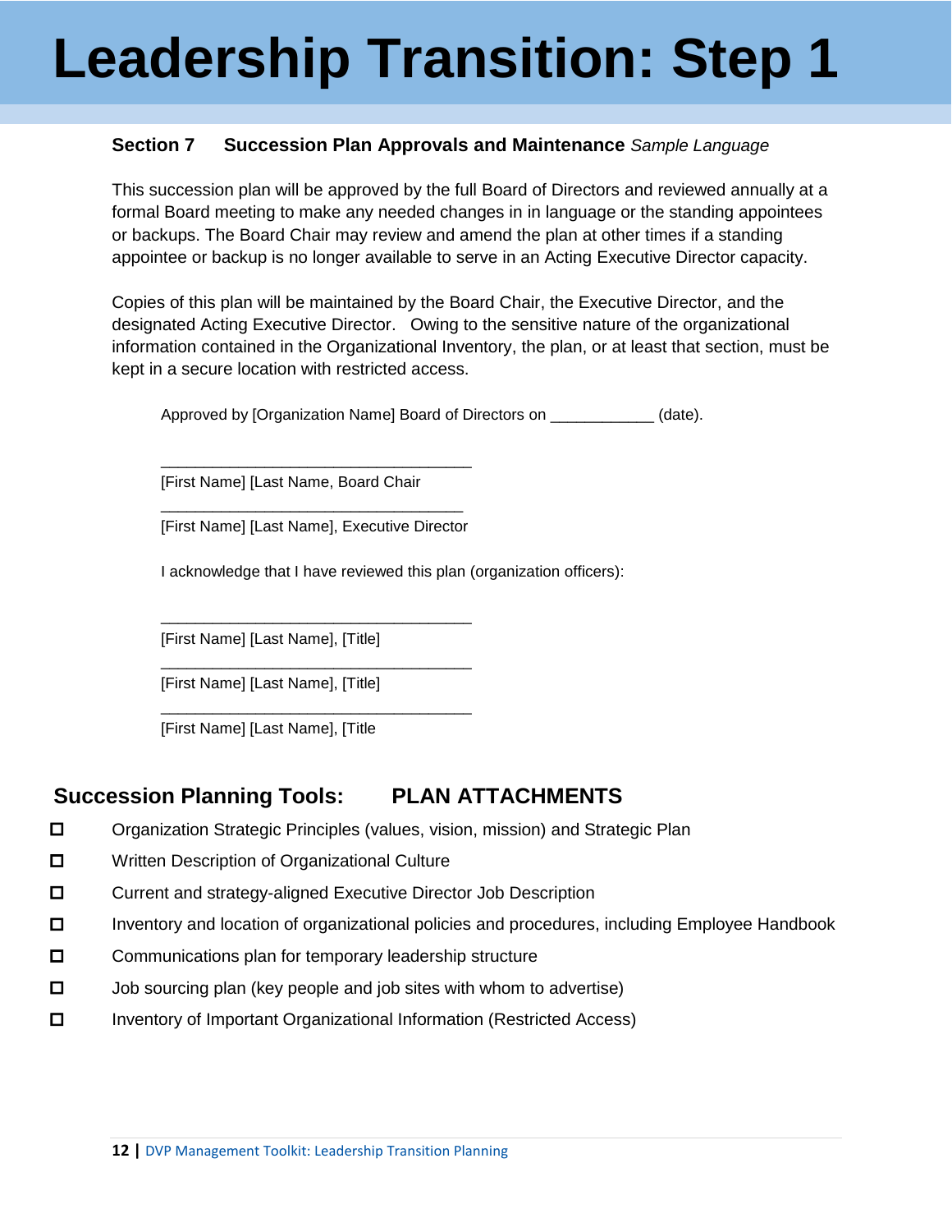# Leadership Transition: Step 1

**Section 7 Succession Plan Approvals and Maintenance** *Sample Language*

This succession plan will be approved by the full Board of Directors and reviewed annually at a formal Board meeting to make any needed changes in in language or the standing appointees or backups. The Board Chair may review and amend the plan at other times if a standing appointee or backup is no longer available to serve in an Acting Executive Director capacity.

Copies of this plan will be maintained by the Board Chair, the Executive Director, and the designated Acting Executive Director. Owing to the sensitive nature of the organizational information contained in the Organizational Inventory, the plan, or at least that section, must be kept in a secure location with restricted access.

Approved by [Organization Name] Board of Directors on ____________ (date).

____________________________________

[First Name] [Last Name, Board Chair

___________________________________

[First Name] [Last Name], Executive Director

I acknowledge that I have reviewed this plan (organization officers):

____________________________________

[First Name] [Last Name], [Title]

____________________________________

[First Name] [Last Name], [Title]

____________________________________

[First Name] [Last Name], [Title

## Succession Planning Tools: PLAN ATTACHMENTS

- ☐ Organization Strategic Principles (values, vision, mission) and Strategic Plan
- ☐ Written Description of Organizational Culture
- ☐ Current and strategy-aligned Executive Director Job Description
- ☐ Inventory and location of organizational policies and procedures, including Employee Handbook
- ☐ Communications plan for temporary leadership structure
- ☐ Job sourcing plan (key people and job sites with whom to advertise)
- ☐ Inventory of Important Organizational Information (Restricted Access)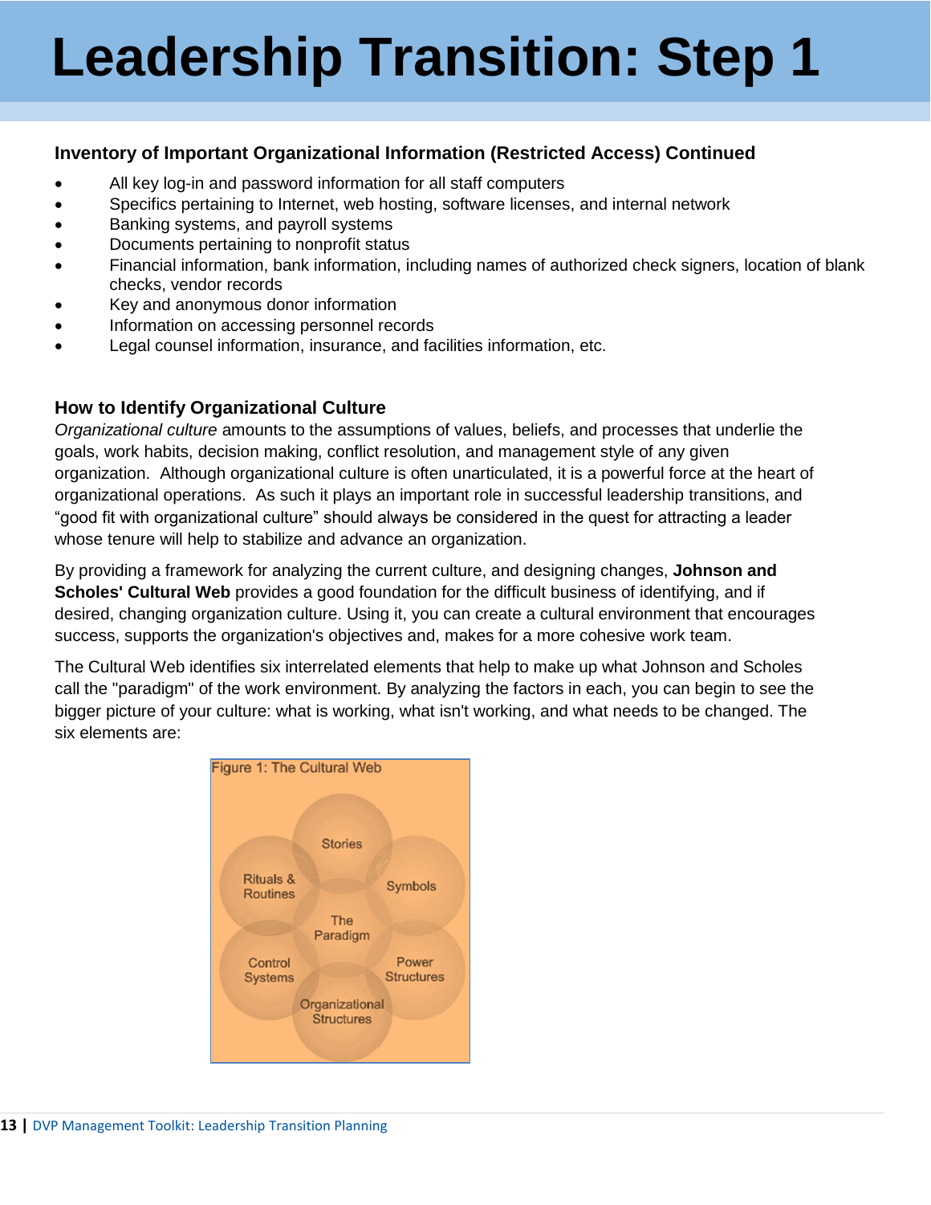# Leadership Transition: Step 1

### Inventory of Important Organizational Information (Restricted Access) Continued

- All key log-in and password information for all staff computers
- Specifics pertaining to Internet, web hosting, software licenses, and internal network
- Banking systems, and payroll systems
- Documents pertaining to nonprofit status
- Financial information, bank information, including names of authorized check signers, location of blank checks, vendor records
- Key and anonymous donor information
- Information on accessing personnel records
- Legal counsel information, insurance, and facilities information, etc.

### How to Identify Organizational Culture

*Organizational culture* amounts to the assumptions of values, beliefs, and processes that underlie the goals, work habits, decision making, conflict resolution, and management style of any given organization. Although organizational culture is often unarticulated, it is a powerful force at the heart of organizational operations. As such it plays an important role in successful leadership transitions, and "good fit with organizational culture" should always be considered in the quest for attracting a leader whose tenure will help to stabilize and advance an organization.

By providing a framework for analyzing the current culture, and designing changes, **Johnson and Scholes' Cultural Web** provides a good foundation for the difficult business of identifying, and if desired, changing organization culture. Using it, you can create a cultural environment that encourages success, supports the organization's objectives and, makes for a more cohesive work team.

The Cultural Web identifies six interrelated elements that help to make up what Johnson and Scholes call the "paradigm" of the work environment. By analyzing the factors in each, you can begin to see the bigger picture of your culture: what is working, what isn't working, and what needs to be changed. The six elements are:

Figure 1: The Cultural Web

Stories, Symbols, Power Structures, Organizational Structures, Control Systems, Rituals & Routines, The Paradigm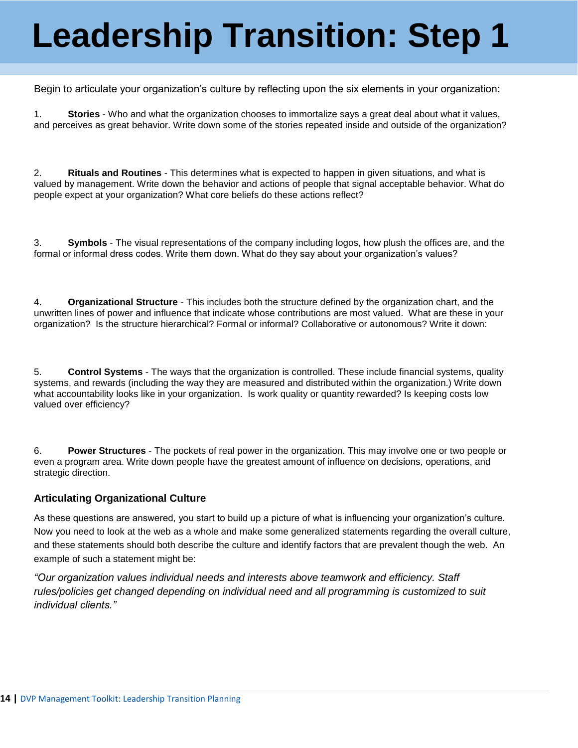# Leadership Transition: Step 1

Begin to articulate your organization's culture by reflecting upon the six elements in your organization:

1. **Stories** - Who and what the organization chooses to immortalize says a great deal about what it values, and perceives as great behavior. Write down some of the stories repeated inside and outside of the organization?

2. **Rituals and Routines** - This determines what is expected to happen in given situations, and what is valued by management. Write down the behavior and actions of people that signal acceptable behavior. What do people expect at your organization? What core beliefs do these actions reflect?

3. **Symbols** - The visual representations of the company including logos, how plush the offices are, and the formal or informal dress codes. Write them down. What do they say about your organization's values?

4. **Organizational Structure** - This includes both the structure defined by the organization chart, and the unwritten lines of power and influence that indicate whose contributions are most valued. What are these in your organization? Is the structure hierarchical? Formal or informal? Collaborative or autonomous? Write it down:

5. **Control Systems** - The ways that the organization is controlled. These include financial systems, quality systems, and rewards (including the way they are measured and distributed within the organization.) Write down what accountability looks like in your organization. Is work quality or quantity rewarded? Is keeping costs low valued over efficiency?

6. **Power Structures** - The pockets of real power in the organization. This may involve one or two people or even a program area. Write down people have the greatest amount of influence on decisions, operations, and strategic direction.

### Articulating Organizational Culture

As these questions are answered, you start to build up a picture of what is influencing your organization's culture. Now you need to look at the web as a whole and make some generalized statements regarding the overall culture, and these statements should both describe the culture and identify factors that are prevalent though the web. An example of such a statement might be:

*"Our organization values individual needs and interests above teamwork and efficiency. Staff rules/policies get changed depending on individual need and all programming is customized to suit individual clients."*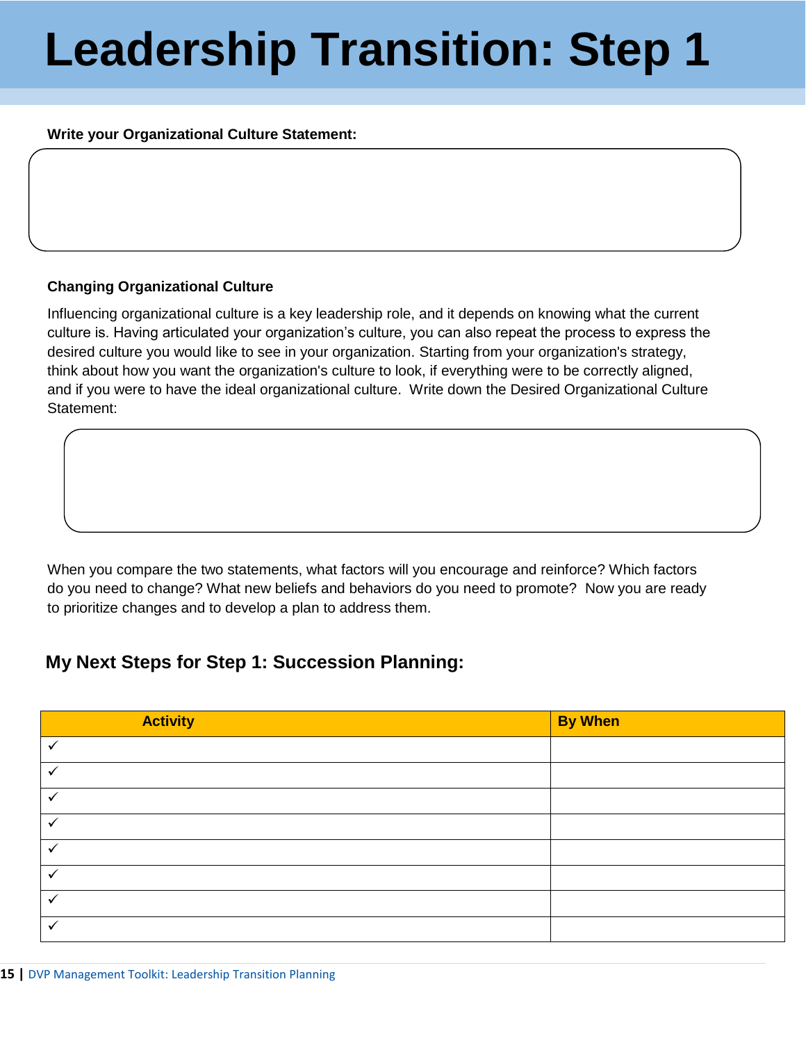# Leadership Transition: Step 1

**Write your Organizational Culture Statement:**

**Changing Organizational Culture**

Influencing organizational culture is a key leadership role, and it depends on knowing what the current culture is. Having articulated your organization's culture, you can also repeat the process to express the desired culture you would like to see in your organization. Starting from your organization's strategy, think about how you want the organization's culture to look, if everything were to be correctly aligned, and if you were to have the ideal organizational culture. Write down the Desired Organizational Culture Statement:

When you compare the two statements, what factors will you encourage and reinforce? Which factors do you need to change? What new beliefs and behaviors do you need to promote? Now you are ready to prioritize changes and to develop a plan to address them.

## My Next Steps for Step 1: Succession Planning:

| Activity | By When |
|---|---|
| ✓ | |
| ✓ | |
| ✓ | |
| ✓ | |
| ✓ | |
| ✓ | |
| ✓ | |
| ✓ | |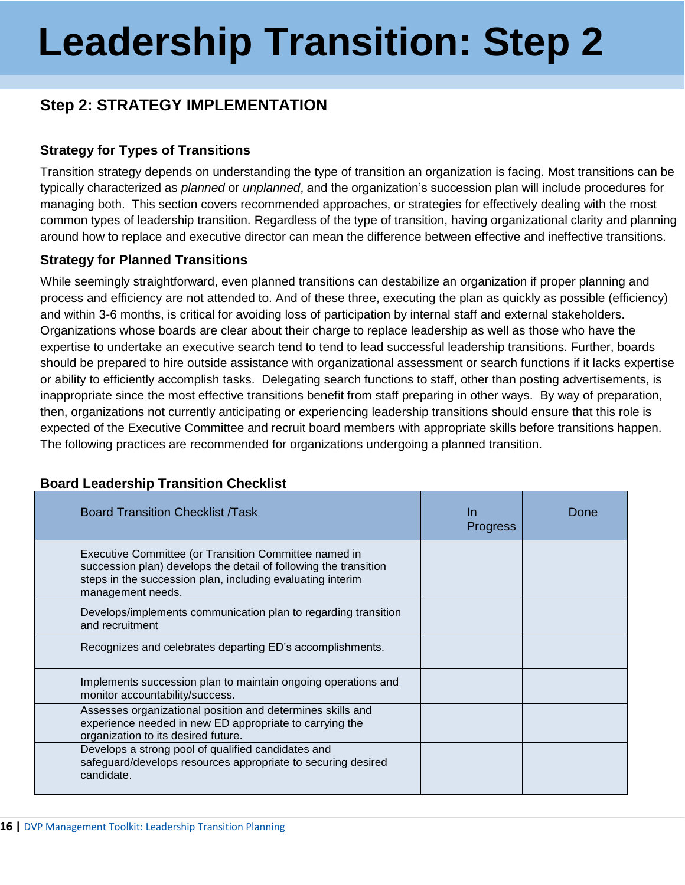# Leadership Transition: Step 2

## Step 2: STRATEGY IMPLEMENTATION

### Strategy for Types of Transitions

Transition strategy depends on understanding the type of transition an organization is facing. Most transitions can be typically characterized as *planned* or *unplanned*, and the organization's succession plan will include procedures for managing both. This section covers recommended approaches, or strategies for effectively dealing with the most common types of leadership transition. Regardless of the type of transition, having organizational clarity and planning around how to replace and executive director can mean the difference between effective and ineffective transitions.

### Strategy for Planned Transitions

While seemingly straightforward, even planned transitions can destabilize an organization if proper planning and process and efficiency are not attended to. And of these three, executing the plan as quickly as possible (efficiency) and within 3-6 months, is critical for avoiding loss of participation by internal staff and external stakeholders. Organizations whose boards are clear about their charge to replace leadership as well as those who have the expertise to undertake an executive search tend to tend to lead successful leadership transitions. Further, boards should be prepared to hire outside assistance with organizational assessment or search functions if it lacks expertise or ability to efficiently accomplish tasks. Delegating search functions to staff, other than posting advertisements, is inappropriate since the most effective transitions benefit from staff preparing in other ways. By way of preparation, then, organizations not currently anticipating or experiencing leadership transitions should ensure that this role is expected of the Executive Committee and recruit board members with appropriate skills before transitions happen. The following practices are recommended for organizations undergoing a planned transition.

### Board Leadership Transition Checklist

| Board Transition Checklist /Task | In Progress | Done |
|---|---|---|
| Executive Committee (or Transition Committee named in succession plan) develops the detail of following the transition steps in the succession plan, including evaluating interim management needs. | | |
| Develops/implements communication plan to regarding transition and recruitment | | |
| Recognizes and celebrates departing ED's accomplishments. | | |
| Implements succession plan to maintain ongoing operations and monitor accountability/success. | | |
| Assesses organizational position and determines skills and experience needed in new ED appropriate to carrying the organization to its desired future. | | |
| Develops a strong pool of qualified candidates and safeguard/develops resources appropriate to securing desired candidate. | | |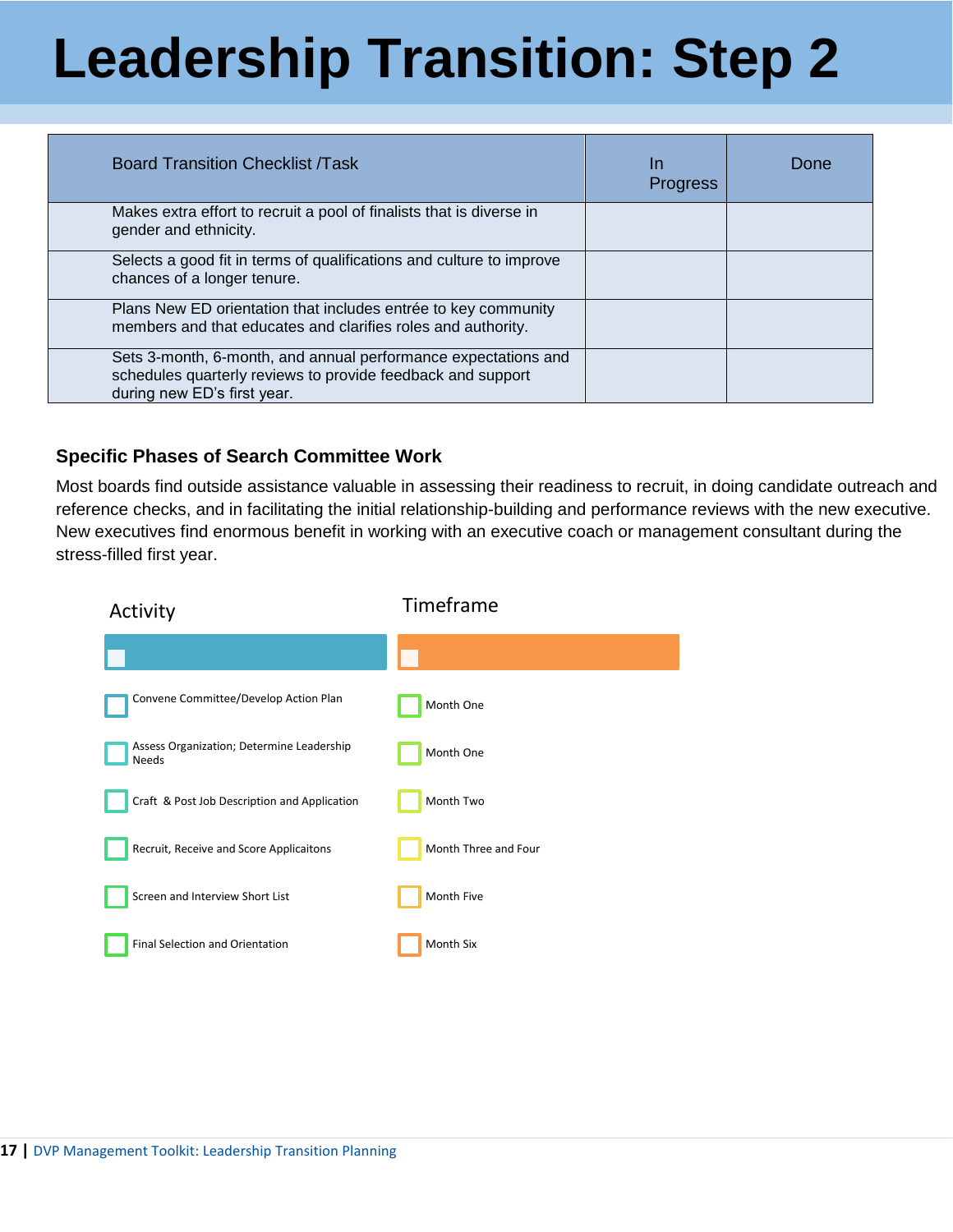# Leadership Transition: Step 2

| Board Transition Checklist /Task | In Progress | Done |
| --- | --- | --- |
| Makes extra effort to recruit a pool of finalists that is diverse in gender and ethnicity. | | |
| Selects a good fit in terms of qualifications and culture to improve chances of a longer tenure. | | |
| Plans New ED orientation that includes entrée to key community members and that educates and clarifies roles and authority. | | |
| Sets 3-month, 6-month, and annual performance expectations and schedules quarterly reviews to provide feedback and support during new ED's first year. | | |

### Specific Phases of Search Committee Work

Most boards find outside assistance valuable in assessing their readiness to recruit, in doing candidate outreach and reference checks, and in facilitating the initial relationship-building and performance reviews with the new executive. New executives find enormous benefit in working with an executive coach or management consultant during the stress-filled first year.

| Activity | Timeframe |
| --- | --- |
| Convene Committee/Develop Action Plan | Month One |
| Assess Organization; Determine Leadership Needs | Month One |
| Craft & Post Job Description and Application | Month Two |
| Recruit, Receive and Score Applicaitons | Month Three and Four |
| Screen and Interview Short List | Month Five |
| Final Selection and Orientation | Month Six |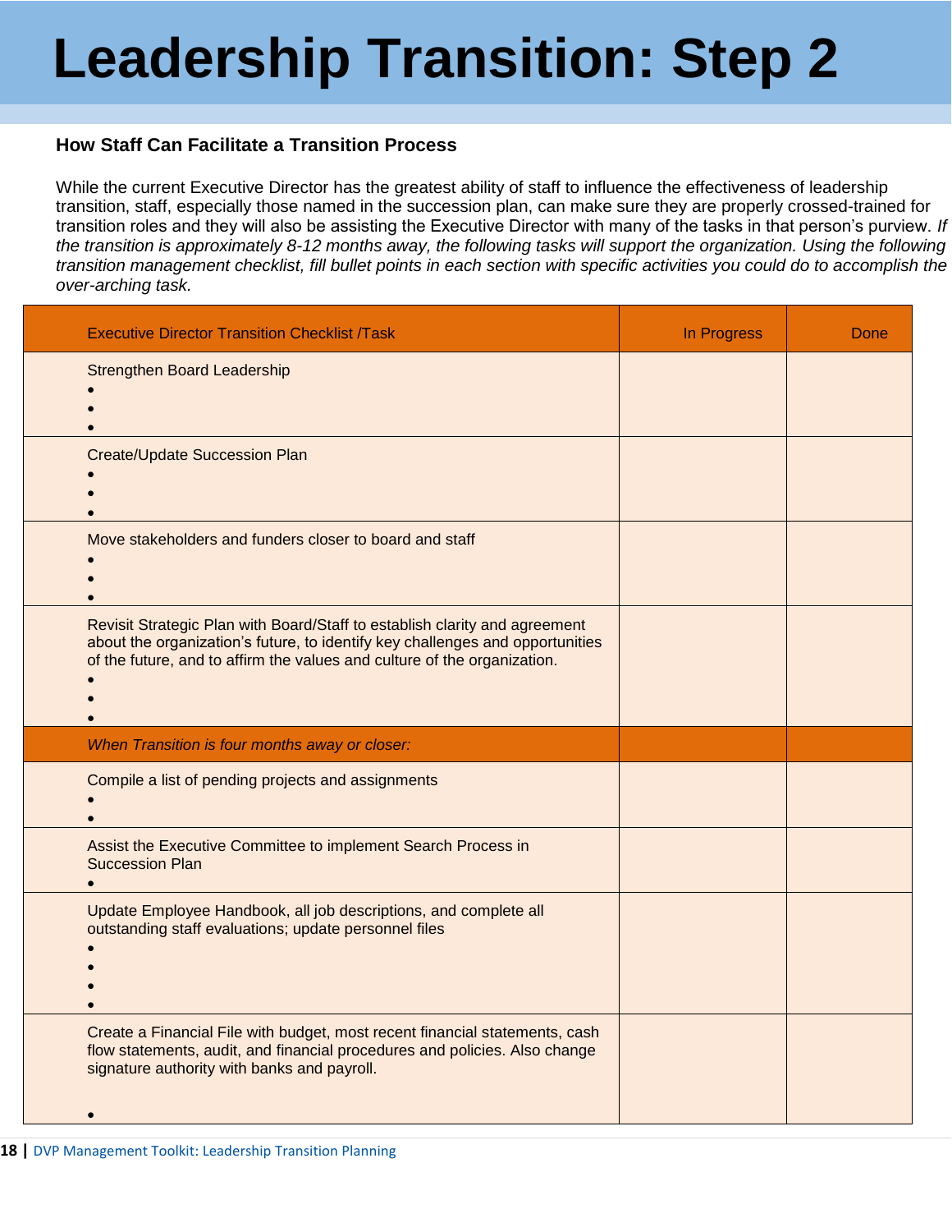# Leadership Transition: Step 2

### How Staff Can Facilitate a Transition Process

While the current Executive Director has the greatest ability of staff to influence the effectiveness of leadership transition, staff, especially those named in the succession plan, can make sure they are properly crossed-trained for transition roles and they will also be assisting the Executive Director with many of the tasks in that person's purview. *If the transition is approximately 8-12 months away, the following tasks will support the organization. Using the following transition management checklist, fill bullet points in each section with specific activities you could do to accomplish the over-arching task.*

| Executive Director Transition Checklist /Task | In Progress | Done |
|---|---|---|
| Strengthen Board Leadership<br>•<br>•<br>• | | |
| Create/Update Succession Plan<br>•<br>•<br>• | | |
| Move stakeholders and funders closer to board and staff<br>•<br>•<br>• | | |
| Revisit Strategic Plan with Board/Staff to establish clarity and agreement about the organization's future, to identify key challenges and opportunities of the future, and to affirm the values and culture of the organization.<br>•<br>•<br>• | | |
| *When Transition is four months away or closer:* | | |
| Compile a list of pending projects and assignments<br>•<br>• | | |
| Assist the Executive Committee to implement Search Process in Succession Plan<br>• | | |
| Update Employee Handbook, all job descriptions, and complete all outstanding staff evaluations; update personnel files<br>•<br>•<br>•<br>• | | |
| Create a Financial File with budget, most recent financial statements, cash flow statements, audit, and financial procedures and policies. Also change signature authority with banks and payroll.<br>• | | |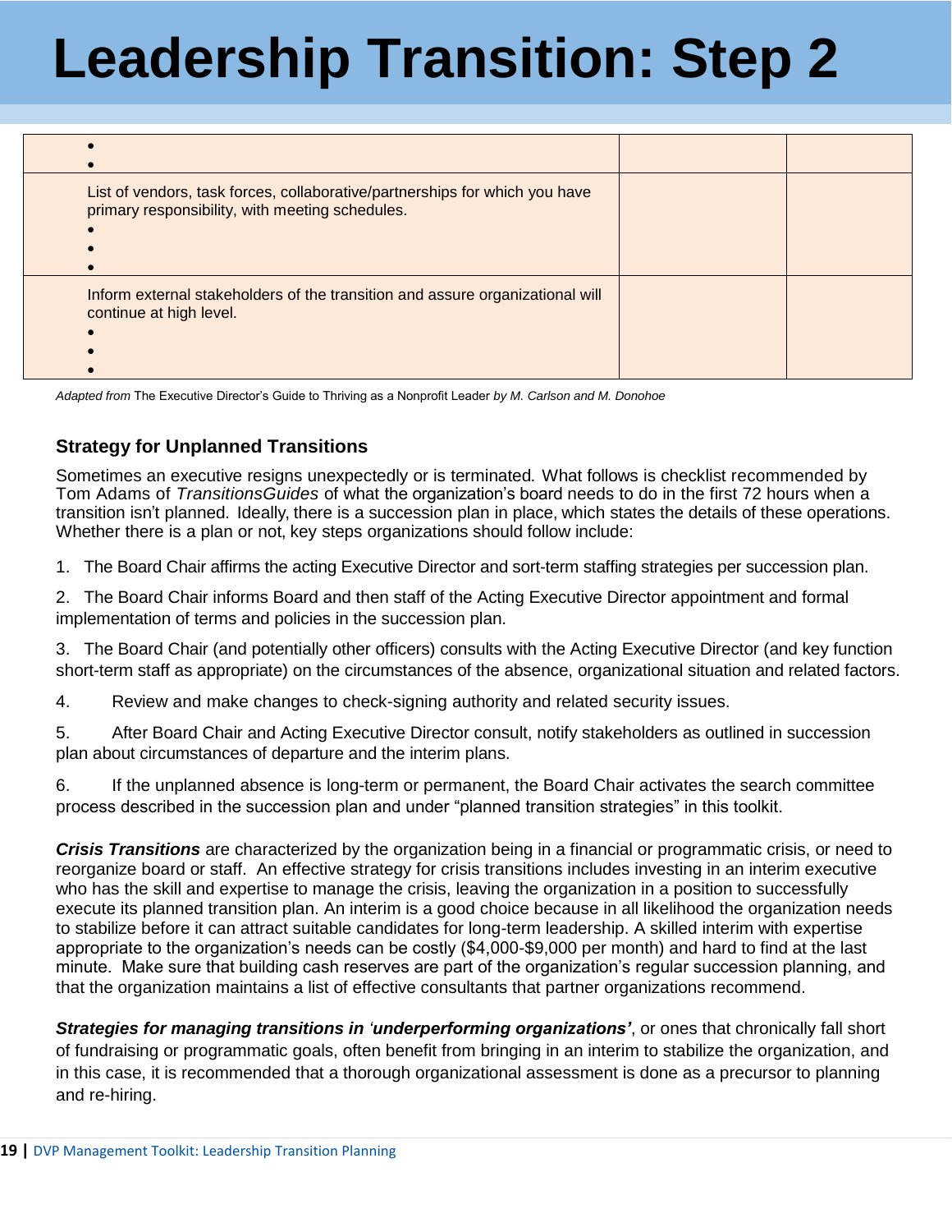# Leadership Transition: Step 2

| | | |
|---|---|---|
| • <br> • | | |
| List of vendors, task forces, collaborative/partnerships for which you have primary responsibility, with meeting schedules. <br> • <br> • <br> • | | |
| Inform external stakeholders of the transition and assure organizational will continue at high level. <br> • <br> • <br> • | | |

*Adapted from* The Executive Director's Guide to Thriving as a Nonprofit Leader *by M. Carlson and M. Donohoe*

### Strategy for Unplanned Transitions

Sometimes an executive resigns unexpectedly or is terminated. What follows is checklist recommended by Tom Adams of *TransitionsGuides* of what the organization's board needs to do in the first 72 hours when a transition isn't planned. Ideally, there is a succession plan in place, which states the details of these operations. Whether there is a plan or not, key steps organizations should follow include:

1. The Board Chair affirms the acting Executive Director and sort-term staffing strategies per succession plan.

2. The Board Chair informs Board and then staff of the Acting Executive Director appointment and formal implementation of terms and policies in the succession plan.

3. The Board Chair (and potentially other officers) consults with the Acting Executive Director (and key function short-term staff as appropriate) on the circumstances of the absence, organizational situation and related factors.

4. Review and make changes to check-signing authority and related security issues.

5. After Board Chair and Acting Executive Director consult, notify stakeholders as outlined in succession plan about circumstances of departure and the interim plans.

6. If the unplanned absence is long-term or permanent, the Board Chair activates the search committee process described in the succession plan and under "planned transition strategies" in this toolkit.

***Crisis Transitions*** are characterized by the organization being in a financial or programmatic crisis, or need to reorganize board or staff. An effective strategy for crisis transitions includes investing in an interim executive who has the skill and expertise to manage the crisis, leaving the organization in a position to successfully execute its planned transition plan. An interim is a good choice because in all likelihood the organization needs to stabilize before it can attract suitable candidates for long-term leadership. A skilled interim with expertise appropriate to the organization's needs can be costly ($4,000-$9,000 per month) and hard to find at the last minute. Make sure that building cash reserves are part of the organization's regular succession planning, and that the organization maintains a list of effective consultants that partner organizations recommend.

***Strategies for managing transitions in 'underperforming organizations'***, or ones that chronically fall short of fundraising or programmatic goals, often benefit from bringing in an interim to stabilize the organization, and in this case, it is recommended that a thorough organizational assessment is done as a precursor to planning and re-hiring.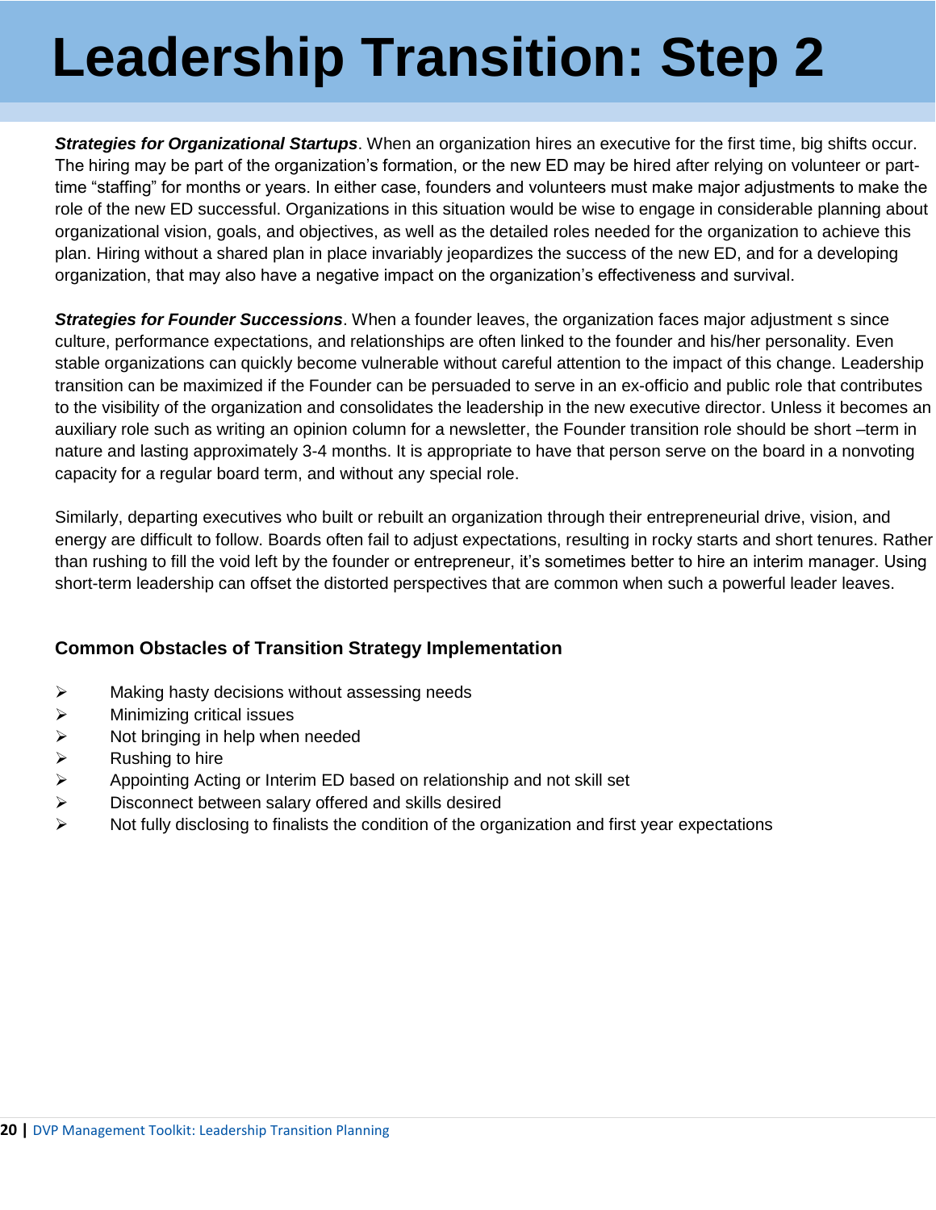# Leadership Transition: Step 2

***Strategies for Organizational Startups***. When an organization hires an executive for the first time, big shifts occur. The hiring may be part of the organization's formation, or the new ED may be hired after relying on volunteer or part-time "staffing" for months or years. In either case, founders and volunteers must make major adjustments to make the role of the new ED successful. Organizations in this situation would be wise to engage in considerable planning about organizational vision, goals, and objectives, as well as the detailed roles needed for the organization to achieve this plan. Hiring without a shared plan in place invariably jeopardizes the success of the new ED, and for a developing organization, that may also have a negative impact on the organization's effectiveness and survival.

***Strategies for Founder Successions***. When a founder leaves, the organization faces major adjustment s since culture, performance expectations, and relationships are often linked to the founder and his/her personality. Even stable organizations can quickly become vulnerable without careful attention to the impact of this change. Leadership transition can be maximized if the Founder can be persuaded to serve in an ex-officio and public role that contributes to the visibility of the organization and consolidates the leadership in the new executive director. Unless it becomes an auxiliary role such as writing an opinion column for a newsletter, the Founder transition role should be short –term in nature and lasting approximately 3-4 months. It is appropriate to have that person serve on the board in a nonvoting capacity for a regular board term, and without any special role.

Similarly, departing executives who built or rebuilt an organization through their entrepreneurial drive, vision, and energy are difficult to follow. Boards often fail to adjust expectations, resulting in rocky starts and short tenures. Rather than rushing to fill the void left by the founder or entrepreneur, it's sometimes better to hire an interim manager. Using short-term leadership can offset the distorted perspectives that are common when such a powerful leader leaves.

### Common Obstacles of Transition Strategy Implementation

- Making hasty decisions without assessing needs
- Minimizing critical issues
- Not bringing in help when needed
- Rushing to hire
- Appointing Acting or Interim ED based on relationship and not skill set
- Disconnect between salary offered and skills desired
- Not fully disclosing to finalists the condition of the organization and first year expectations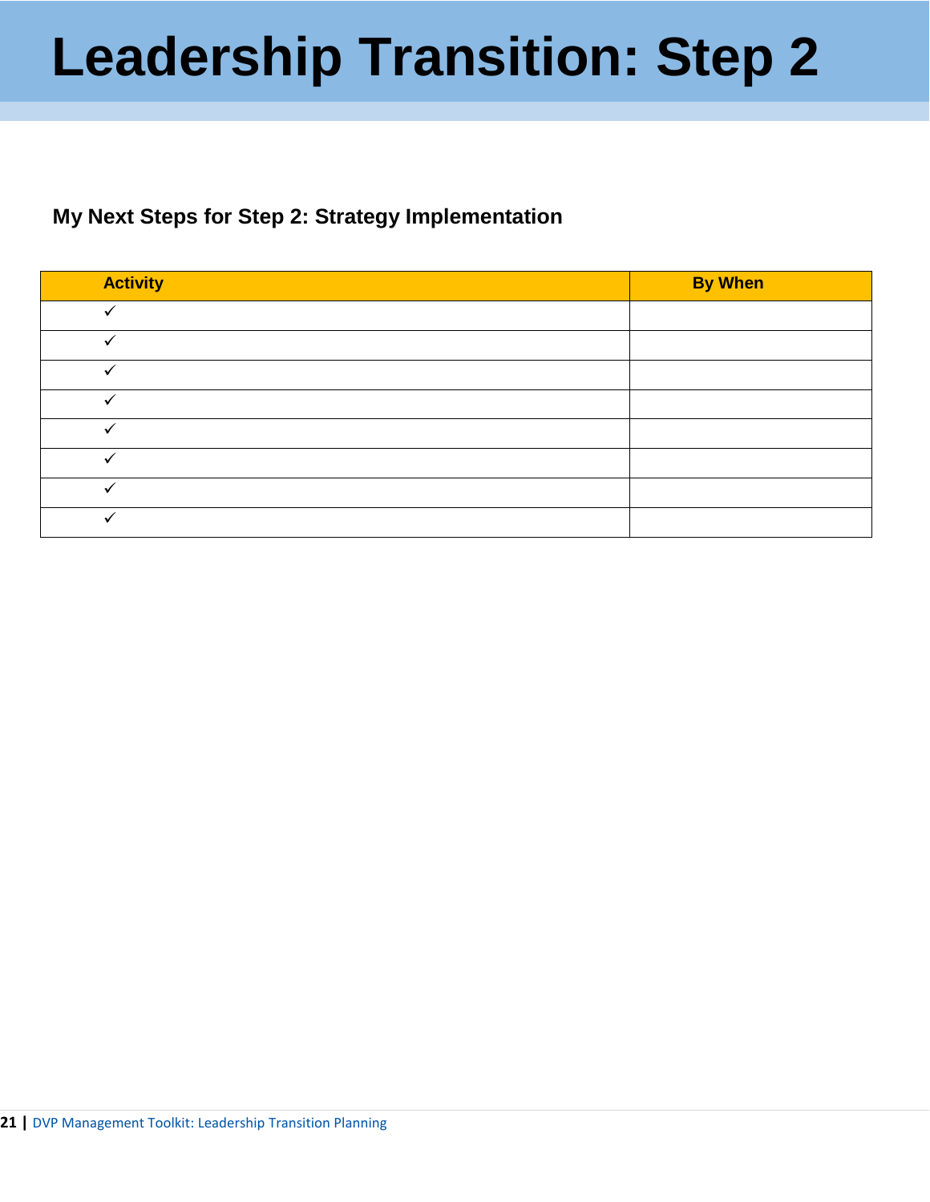# Leadership Transition: Step 2

### My Next Steps for Step 2: Strategy Implementation

| Activity | By When |
| --- | --- |
| ✓ | |
| ✓ | |
| ✓ | |
| ✓ | |
| ✓ | |
| ✓ | |
| ✓ | |
| ✓ | |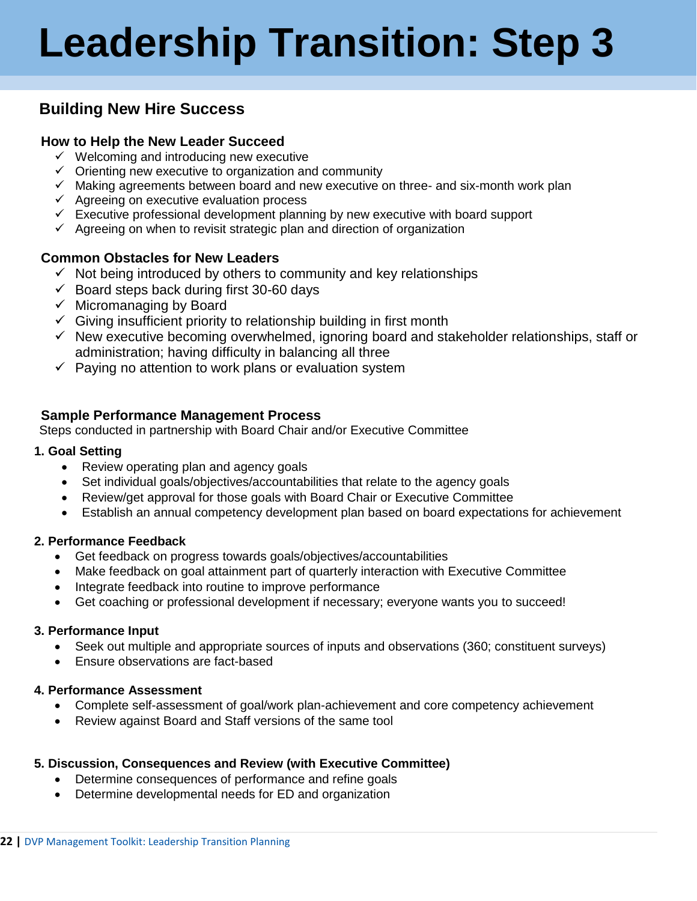# Leadership Transition: Step 3

## Building New Hire Success

### How to Help the New Leader Succeed

- ✓ Welcoming and introducing new executive
- ✓ Orienting new executive to organization and community
- ✓ Making agreements between board and new executive on three- and six-month work plan
- ✓ Agreeing on executive evaluation process
- ✓ Executive professional development planning by new executive with board support
- ✓ Agreeing on when to revisit strategic plan and direction of organization

### Common Obstacles for New Leaders

- ✓ Not being introduced by others to community and key relationships
- ✓ Board steps back during first 30-60 days
- ✓ Micromanaging by Board
- ✓ Giving insufficient priority to relationship building in first month
- ✓ New executive becoming overwhelmed, ignoring board and stakeholder relationships, staff or administration; having difficulty in balancing all three
- ✓ Paying no attention to work plans or evaluation system

### Sample Performance Management Process

Steps conducted in partnership with Board Chair and/or Executive Committee

**1. Goal Setting**

- Review operating plan and agency goals
- Set individual goals/objectives/accountabilities that relate to the agency goals
- Review/get approval for those goals with Board Chair or Executive Committee
- Establish an annual competency development plan based on board expectations for achievement

**2. Performance Feedback**

- Get feedback on progress towards goals/objectives/accountabilities
- Make feedback on goal attainment part of quarterly interaction with Executive Committee
- Integrate feedback into routine to improve performance
- Get coaching or professional development if necessary; everyone wants you to succeed!

**3. Performance Input**

- Seek out multiple and appropriate sources of inputs and observations (360; constituent surveys)
- Ensure observations are fact-based

**4. Performance Assessment**

- Complete self-assessment of goal/work plan-achievement and core competency achievement
- Review against Board and Staff versions of the same tool

**5. Discussion, Consequences and Review (with Executive Committee)**

- Determine consequences of performance and refine goals
- Determine developmental needs for ED and organization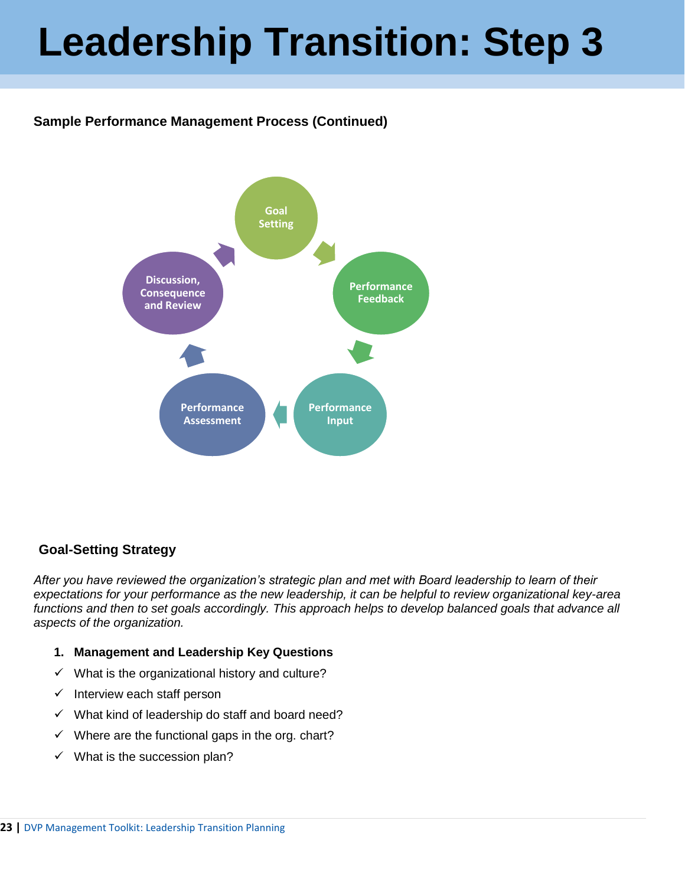# Leadership Transition: Step 3

**Sample Performance Management Process (Continued)**

Goal Setting

Performance Feedback

Performance Input

Performance Assessment

Discussion, Consequence and Review

**Goal-Setting Strategy**

*After you have reviewed the organization's strategic plan and met with Board leadership to learn of their expectations for your performance as the new leadership, it can be helpful to review organizational key-area functions and then to set goals accordingly. This approach helps to develop balanced goals that advance all aspects of the organization.*

1. **Management and Leadership Key Questions**

- ✓ What is the organizational history and culture?
- ✓ Interview each staff person
- ✓ What kind of leadership do staff and board need?
- ✓ Where are the functional gaps in the org. chart?
- ✓ What is the succession plan?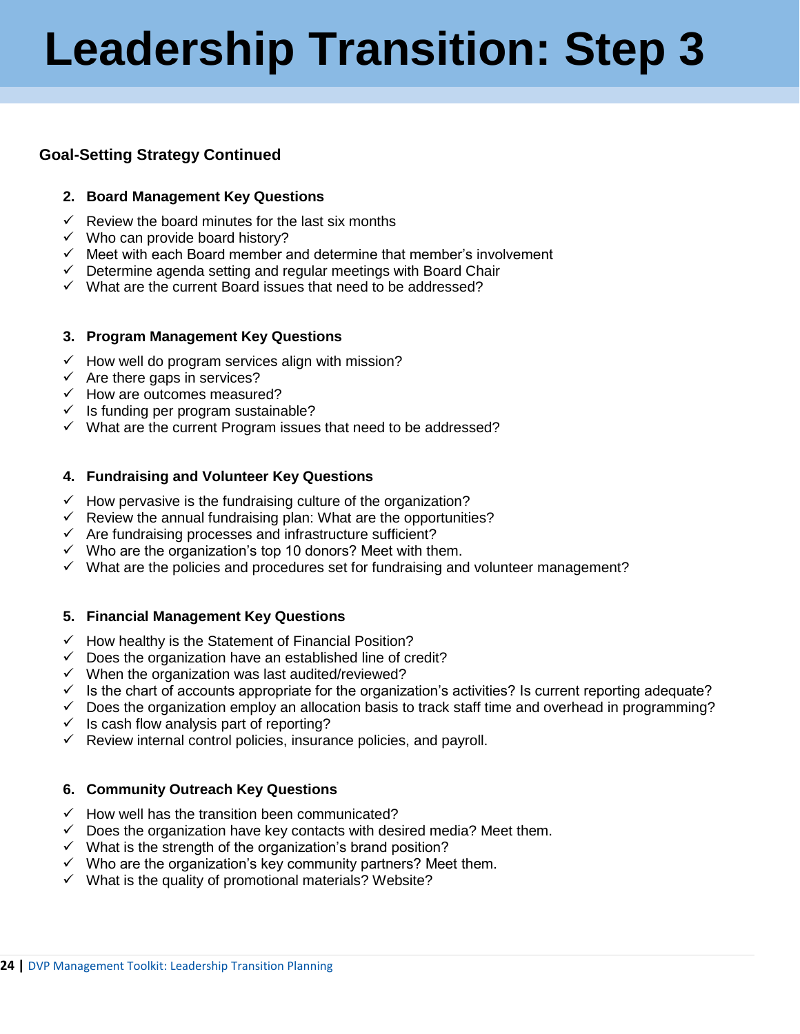# Leadership Transition: Step 3

## Goal-Setting Strategy Continued

### 2. Board Management Key Questions

- ✓ Review the board minutes for the last six months
- ✓ Who can provide board history?
- ✓ Meet with each Board member and determine that member's involvement
- ✓ Determine agenda setting and regular meetings with Board Chair
- ✓ What are the current Board issues that need to be addressed?

### 3. Program Management Key Questions

- ✓ How well do program services align with mission?
- ✓ Are there gaps in services?
- ✓ How are outcomes measured?
- ✓ Is funding per program sustainable?
- ✓ What are the current Program issues that need to be addressed?

### 4. Fundraising and Volunteer Key Questions

- ✓ How pervasive is the fundraising culture of the organization?
- ✓ Review the annual fundraising plan: What are the opportunities?
- ✓ Are fundraising processes and infrastructure sufficient?
- ✓ Who are the organization's top 10 donors? Meet with them.
- ✓ What are the policies and procedures set for fundraising and volunteer management?

### 5. Financial Management Key Questions

- ✓ How healthy is the Statement of Financial Position?
- ✓ Does the organization have an established line of credit?
- ✓ When the organization was last audited/reviewed?
- ✓ Is the chart of accounts appropriate for the organization's activities? Is current reporting adequate?
- ✓ Does the organization employ an allocation basis to track staff time and overhead in programming?
- ✓ Is cash flow analysis part of reporting?
- ✓ Review internal control policies, insurance policies, and payroll.

### 6. Community Outreach Key Questions

- ✓ How well has the transition been communicated?
- ✓ Does the organization have key contacts with desired media? Meet them.
- ✓ What is the strength of the organization's brand position?
- ✓ Who are the organization's key community partners? Meet them.
- ✓ What is the quality of promotional materials? Website?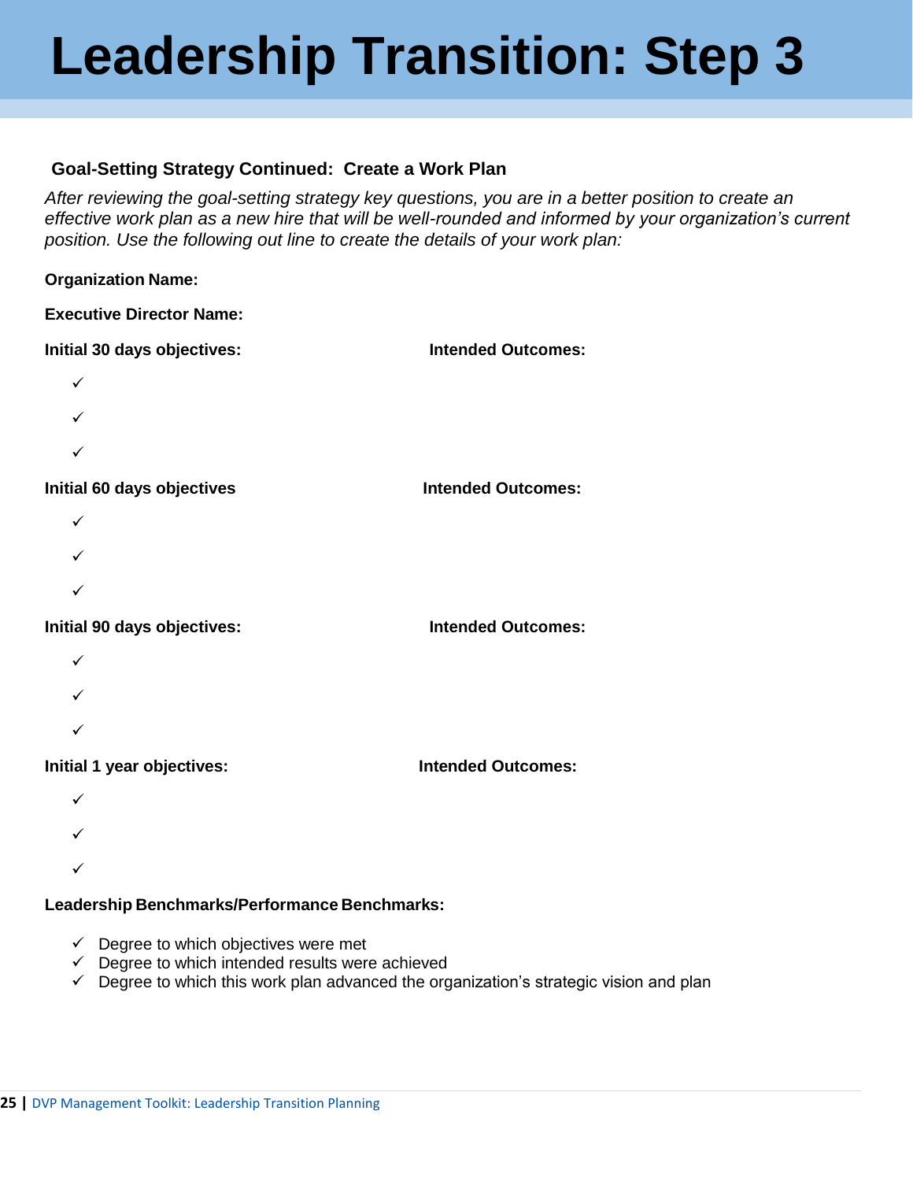# Leadership Transition: Step 3

## Goal-Setting Strategy Continued: Create a Work Plan

*After reviewing the goal-setting strategy key questions, you are in a better position to create an effective work plan as a new hire that will be well-rounded and informed by your organization's current position. Use the following out line to create the details of your work plan:*

**Organization Name:**

**Executive Director Name:**

**Initial 30 days objectives:** **Intended Outcomes:**

- ✓
- ✓
- ✓

**Initial 60 days objectives** **Intended Outcomes:**

- ✓
- ✓
- ✓

**Initial 90 days objectives:** **Intended Outcomes:**

- ✓
- ✓
- ✓

**Initial 1 year objectives:** **Intended Outcomes:**

- ✓
- ✓
- ✓

**Leadership Benchmarks/Performance Benchmarks:**

- ✓ Degree to which objectives were met
- ✓ Degree to which intended results were achieved
- ✓ Degree to which this work plan advanced the organization's strategic vision and plan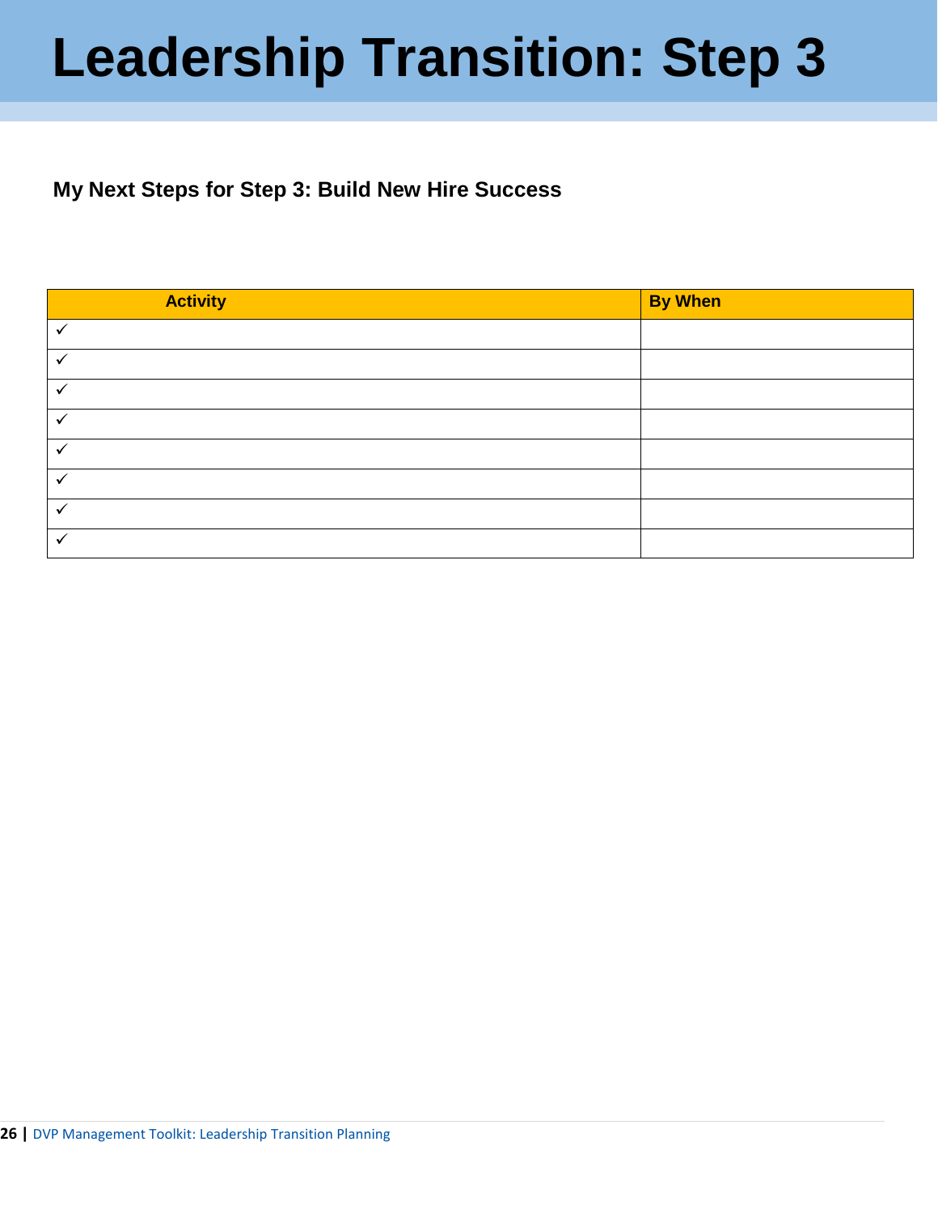# Leadership Transition: Step 3

### My Next Steps for Step 3: Build New Hire Success

| Activity | By When |
|---|---|
| ✓ | |
| ✓ | |
| ✓ | |
| ✓ | |
| ✓ | |
| ✓ | |
| ✓ | |
| ✓ | |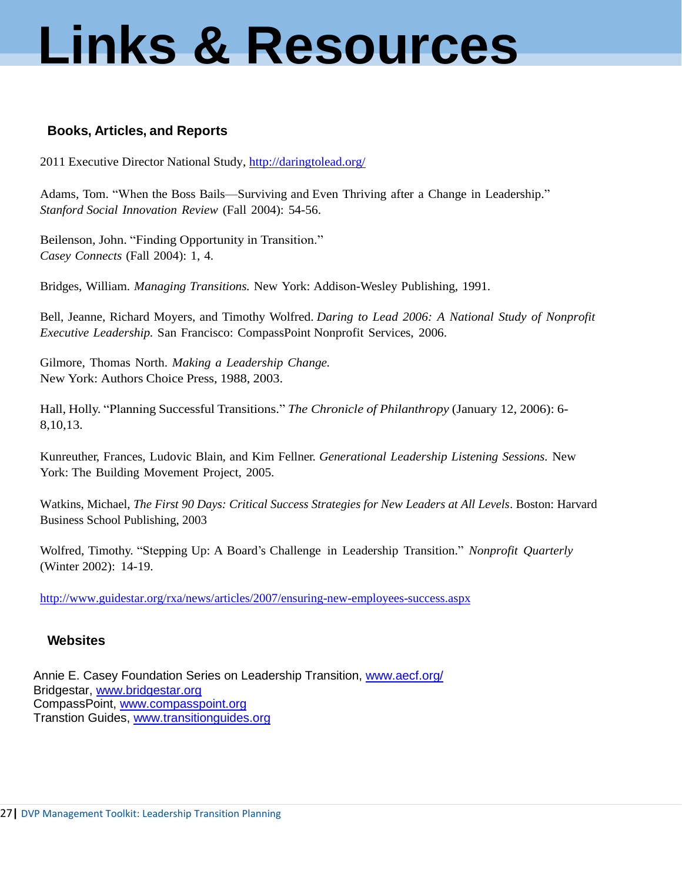# Links & Resources

## Books, Articles, and Reports

2011 Executive Director National Study, http://daringtolead.org/

Adams, Tom. "When the Boss Bails—Surviving and Even Thriving after a Change in Leadership." *Stanford Social Innovation Review* (Fall 2004): 54-56.

Beilenson, John. "Finding Opportunity in Transition." *Casey Connects* (Fall 2004): 1, 4.

Bridges, William. *Managing Transitions.* New York: Addison-Wesley Publishing, 1991.

Bell, Jeanne, Richard Moyers, and Timothy Wolfred. *Daring to Lead 2006: A National Study of Nonprofit Executive Leadership.* San Francisco: CompassPoint Nonprofit Services, 2006.

Gilmore, Thomas North. *Making a Leadership Change.* New York: Authors Choice Press, 1988, 2003.

Hall, Holly. "Planning Successful Transitions." *The Chronicle of Philanthropy* (January 12, 2006): 6-8,10,13.

Kunreuther, Frances, Ludovic Blain, and Kim Fellner. *Generational Leadership Listening Sessions.* New York: The Building Movement Project, 2005.

Watkins, Michael, *The First 90 Days: Critical Success Strategies for New Leaders at All Levels*. Boston: Harvard Business School Publishing, 2003

Wolfred, Timothy. "Stepping Up: A Board's Challenge in Leadership Transition." *Nonprofit Quarterly* (Winter 2002): 14-19.

http://www.guidestar.org/rxa/news/articles/2007/ensuring-new-employees-success.aspx

## Websites

Annie E. Casey Foundation Series on Leadership Transition, www.aecf.org/
Bridgestar, www.bridgestar.org
CompassPoint, www.compasspoint.org
Transtion Guides, www.transitionguides.org